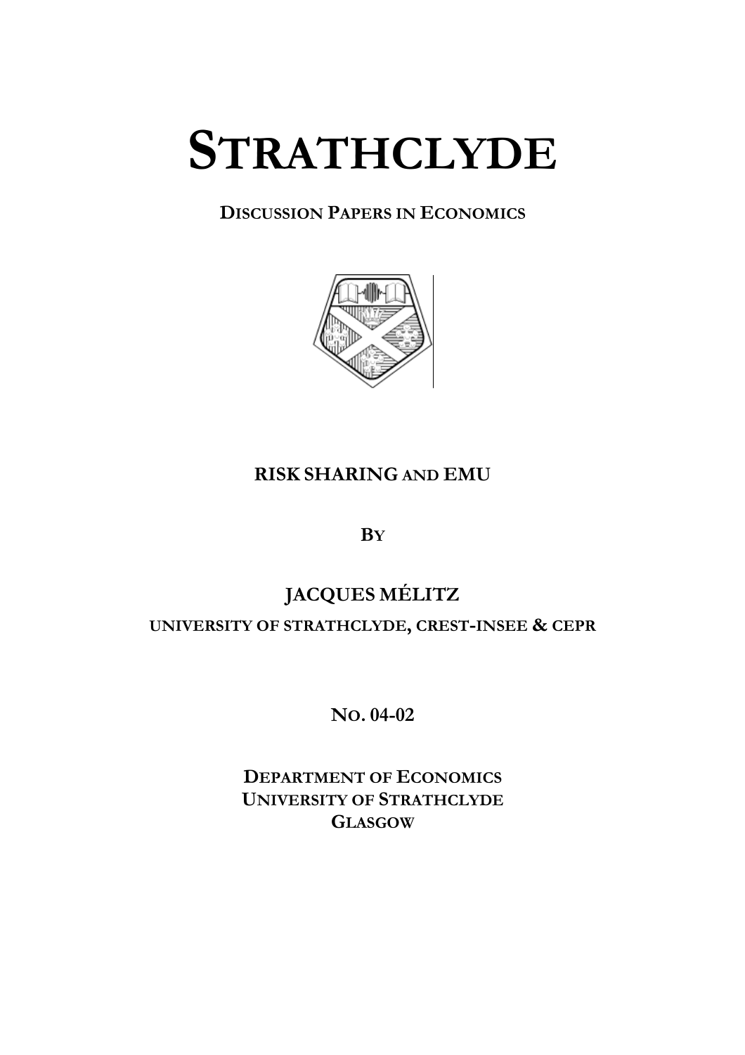# STRATHCLYDE

**DISCUSSION PAPERS IN ECONOMICS**

## RISK SHARING AND EMU

BY

**JACQUES MÉLITZ**

UNIVERSITY OF STRATHCLYDE, CREST-INSEE & CEPR

NO. 04-02

DEPARTMENT OF ECONOMICS
UNIVERSITY OF STRATHCLYDE
GLASGOW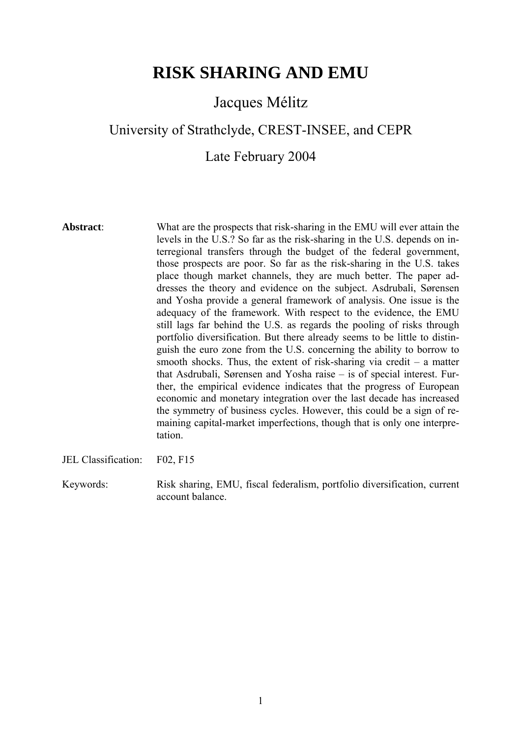# RISK SHARING AND EMU

Jacques Mélitz

University of Strathclyde, CREST-INSEE, and CEPR

Late February 2004

**Abstract**: What are the prospects that risk-sharing in the EMU will ever attain the levels in the U.S.? So far as the risk-sharing in the U.S. depends on interregional transfers through the budget of the federal government, those prospects are poor. So far as the risk-sharing in the U.S. takes place though market channels, they are much better. The paper addresses the theory and evidence on the subject. Asdrubali, Sørensen and Yosha provide a general framework of analysis. One issue is the adequacy of the framework. With respect to the evidence, the EMU still lags far behind the U.S. as regards the pooling of risks through portfolio diversification. But there already seems to be little to distinguish the euro zone from the U.S. concerning the ability to borrow to smooth shocks. Thus, the extent of risk-sharing via credit – a matter that Asdrubali, Sørensen and Yosha raise – is of special interest. Further, the empirical evidence indicates that the progress of European economic and monetary integration over the last decade has increased the symmetry of business cycles. However, this could be a sign of remaining capital-market imperfections, though that is only one interpretation.

JEL Classification: F02, F15

Keywords: Risk sharing, EMU, fiscal federalism, portfolio diversification, current account balance.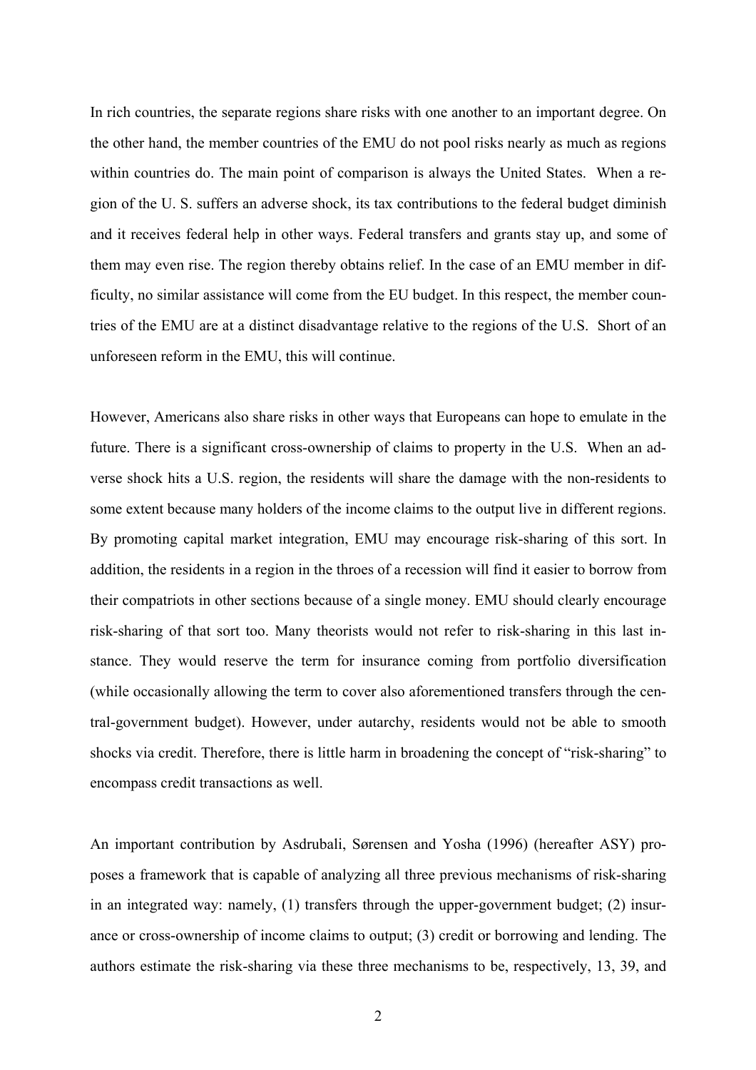In rich countries, the separate regions share risks with one another to an important degree. On the other hand, the member countries of the EMU do not pool risks nearly as much as regions within countries do. The main point of comparison is always the United States. When a region of the U. S. suffers an adverse shock, its tax contributions to the federal budget diminish and it receives federal help in other ways. Federal transfers and grants stay up, and some of them may even rise. The region thereby obtains relief. In the case of an EMU member in difficulty, no similar assistance will come from the EU budget. In this respect, the member countries of the EMU are at a distinct disadvantage relative to the regions of the U.S. Short of an unforeseen reform in the EMU, this will continue.

However, Americans also share risks in other ways that Europeans can hope to emulate in the future. There is a significant cross-ownership of claims to property in the U.S. When an adverse shock hits a U.S. region, the residents will share the damage with the non-residents to some extent because many holders of the income claims to the output live in different regions. By promoting capital market integration, EMU may encourage risk-sharing of this sort. In addition, the residents in a region in the throes of a recession will find it easier to borrow from their compatriots in other sections because of a single money. EMU should clearly encourage risk-sharing of that sort too. Many theorists would not refer to risk-sharing in this last instance. They would reserve the term for insurance coming from portfolio diversification (while occasionally allowing the term to cover also aforementioned transfers through the central-government budget). However, under autarchy, residents would not be able to smooth shocks via credit. Therefore, there is little harm in broadening the concept of "risk-sharing" to encompass credit transactions as well.

An important contribution by Asdrubali, Sørensen and Yosha (1996) (hereafter ASY) proposes a framework that is capable of analyzing all three previous mechanisms of risk-sharing in an integrated way: namely, (1) transfers through the upper-government budget; (2) insurance or cross-ownership of income claims to output; (3) credit or borrowing and lending. The authors estimate the risk-sharing via these three mechanisms to be, respectively, 13, 39, and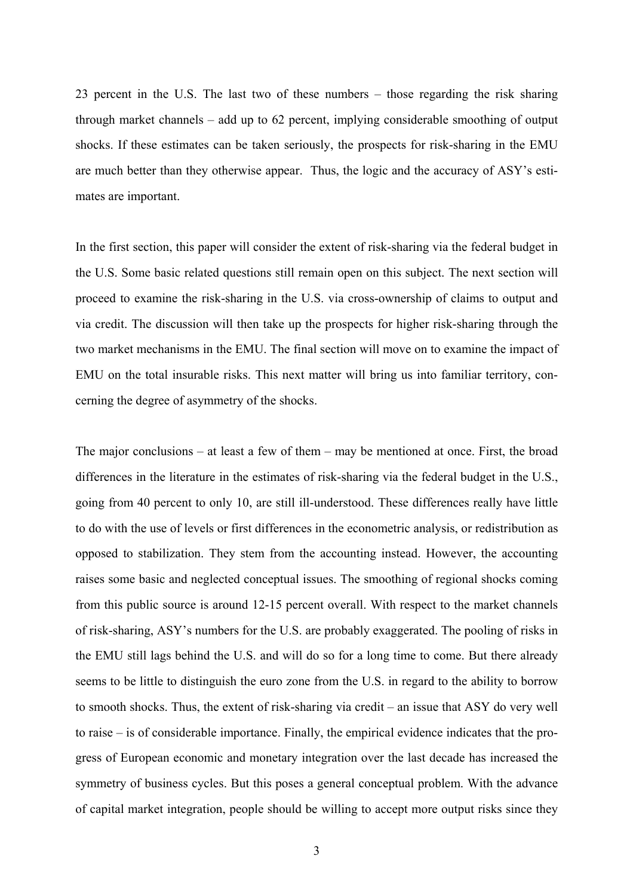23 percent in the U.S. The last two of these numbers – those regarding the risk sharing through market channels – add up to 62 percent, implying considerable smoothing of output shocks. If these estimates can be taken seriously, the prospects for risk-sharing in the EMU are much better than they otherwise appear. Thus, the logic and the accuracy of ASY's estimates are important.

In the first section, this paper will consider the extent of risk-sharing via the federal budget in the U.S. Some basic related questions still remain open on this subject. The next section will proceed to examine the risk-sharing in the U.S. via cross-ownership of claims to output and via credit. The discussion will then take up the prospects for higher risk-sharing through the two market mechanisms in the EMU. The final section will move on to examine the impact of EMU on the total insurable risks. This next matter will bring us into familiar territory, concerning the degree of asymmetry of the shocks.

The major conclusions – at least a few of them – may be mentioned at once. First, the broad differences in the literature in the estimates of risk-sharing via the federal budget in the U.S., going from 40 percent to only 10, are still ill-understood. These differences really have little to do with the use of levels or first differences in the econometric analysis, or redistribution as opposed to stabilization. They stem from the accounting instead. However, the accounting raises some basic and neglected conceptual issues. The smoothing of regional shocks coming from this public source is around 12-15 percent overall. With respect to the market channels of risk-sharing, ASY's numbers for the U.S. are probably exaggerated. The pooling of risks in the EMU still lags behind the U.S. and will do so for a long time to come. But there already seems to be little to distinguish the euro zone from the U.S. in regard to the ability to borrow to smooth shocks. Thus, the extent of risk-sharing via credit – an issue that ASY do very well to raise – is of considerable importance. Finally, the empirical evidence indicates that the progress of European economic and monetary integration over the last decade has increased the symmetry of business cycles. But this poses a general conceptual problem. With the advance of capital market integration, people should be willing to accept more output risks since they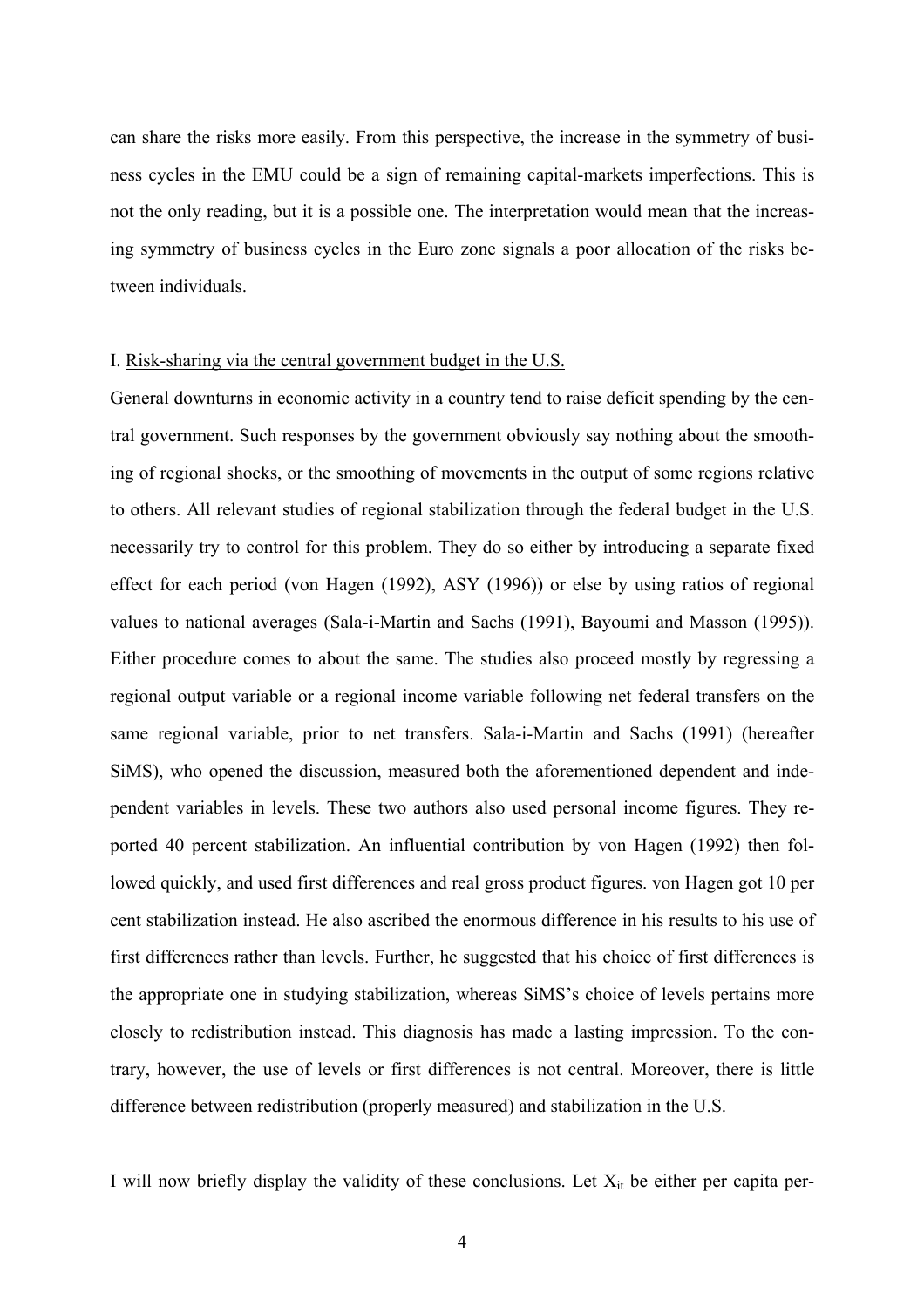can share the risks more easily. From this perspective, the increase in the symmetry of business cycles in the EMU could be a sign of remaining capital-markets imperfections. This is not the only reading, but it is a possible one. The interpretation would mean that the increasing symmetry of business cycles in the Euro zone signals a poor allocation of the risks between individuals.

## I. Risk-sharing via the central government budget in the U.S.

General downturns in economic activity in a country tend to raise deficit spending by the central government. Such responses by the government obviously say nothing about the smoothing of regional shocks, or the smoothing of movements in the output of some regions relative to others. All relevant studies of regional stabilization through the federal budget in the U.S. necessarily try to control for this problem. They do so either by introducing a separate fixed effect for each period (von Hagen (1992), ASY (1996)) or else by using ratios of regional values to national averages (Sala-i-Martin and Sachs (1991), Bayoumi and Masson (1995)). Either procedure comes to about the same. The studies also proceed mostly by regressing a regional output variable or a regional income variable following net federal transfers on the same regional variable, prior to net transfers. Sala-i-Martin and Sachs (1991) (hereafter SiMS), who opened the discussion, measured both the aforementioned dependent and independent variables in levels. These two authors also used personal income figures. They reported 40 percent stabilization. An influential contribution by von Hagen (1992) then followed quickly, and used first differences and real gross product figures. von Hagen got 10 per cent stabilization instead. He also ascribed the enormous difference in his results to his use of first differences rather than levels. Further, he suggested that his choice of first differences is the appropriate one in studying stabilization, whereas SiMS's choice of levels pertains more closely to redistribution instead. This diagnosis has made a lasting impression. To the contrary, however, the use of levels or first differences is not central. Moreover, there is little difference between redistribution (properly measured) and stabilization in the U.S.

I will now briefly display the validity of these conclusions. Let $X_{it}$ be either per capita per-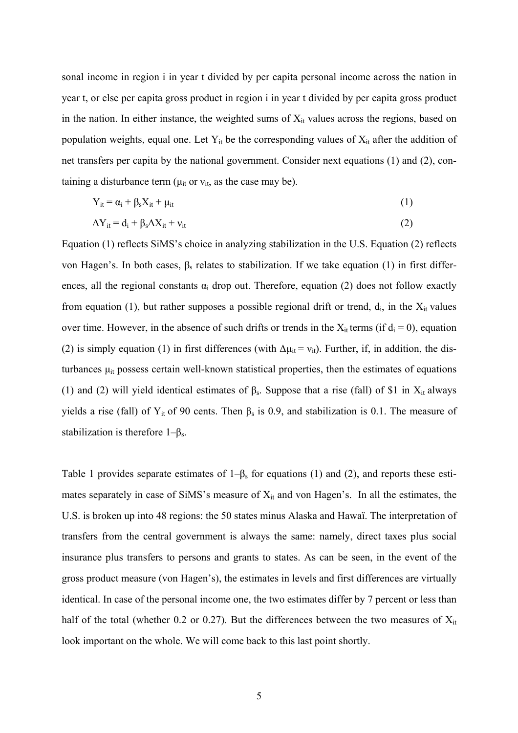sonal income in region i in year t divided by per capita personal income across the nation in year t, or else per capita gross product in region i in year t divided by per capita gross product in the nation. In either instance, the weighted sums of $X_{it}$ values across the regions, based on population weights, equal one. Let $Y_{it}$ be the corresponding values of $X_{it}$ after the addition of net transfers per capita by the national government. Consider next equations (1) and (2), containing a disturbance term ($\mu_{it}$ or $\nu_{it}$, as the case may be).

$$Y_{it} = \alpha_i + \beta_s X_{it} + \mu_{it} \tag{1}$$

$$\Delta Y_{it} = d_i + \beta_s \Delta X_{it} + \nu_{it} \tag{2}$$

Equation (1) reflects SiMS's choice in analyzing stabilization in the U.S. Equation (2) reflects von Hagen's. In both cases, $\beta_s$ relates to stabilization. If we take equation (1) in first differences, all the regional constants $\alpha_i$ drop out. Therefore, equation (2) does not follow exactly from equation (1), but rather supposes a possible regional drift or trend, $d_i$, in the $X_{it}$ values over time. However, in the absence of such drifts or trends in the $X_{it}$ terms (if $d_i = 0$), equation (2) is simply equation (1) in first differences (with $\Delta\mu_{it} = \nu_{it}$). Further, if, in addition, the disturbances $\mu_{it}$ possess certain well-known statistical properties, then the estimates of equations (1) and (2) will yield identical estimates of $\beta_s$. Suppose that a rise (fall) of \$1 in $X_{it}$ always yields a rise (fall) of $Y_{it}$ of 90 cents. Then $\beta_s$ is 0.9, and stabilization is 0.1. The measure of stabilization is therefore $1–\beta_s$.

Table 1 provides separate estimates of $1–\beta_s$ for equations (1) and (2), and reports these estimates separately in case of SiMS's measure of $X_{it}$ and von Hagen's. In all the estimates, the U.S. is broken up into 48 regions: the 50 states minus Alaska and Hawaï. The interpretation of transfers from the central government is always the same: namely, direct taxes plus social insurance plus transfers to persons and grants to states. As can be seen, in the event of the gross product measure (von Hagen's), the estimates in levels and first differences are virtually identical. In case of the personal income one, the two estimates differ by 7 percent or less than half of the total (whether 0.2 or 0.27). But the differences between the two measures of $X_{it}$ look important on the whole. We will come back to this last point shortly.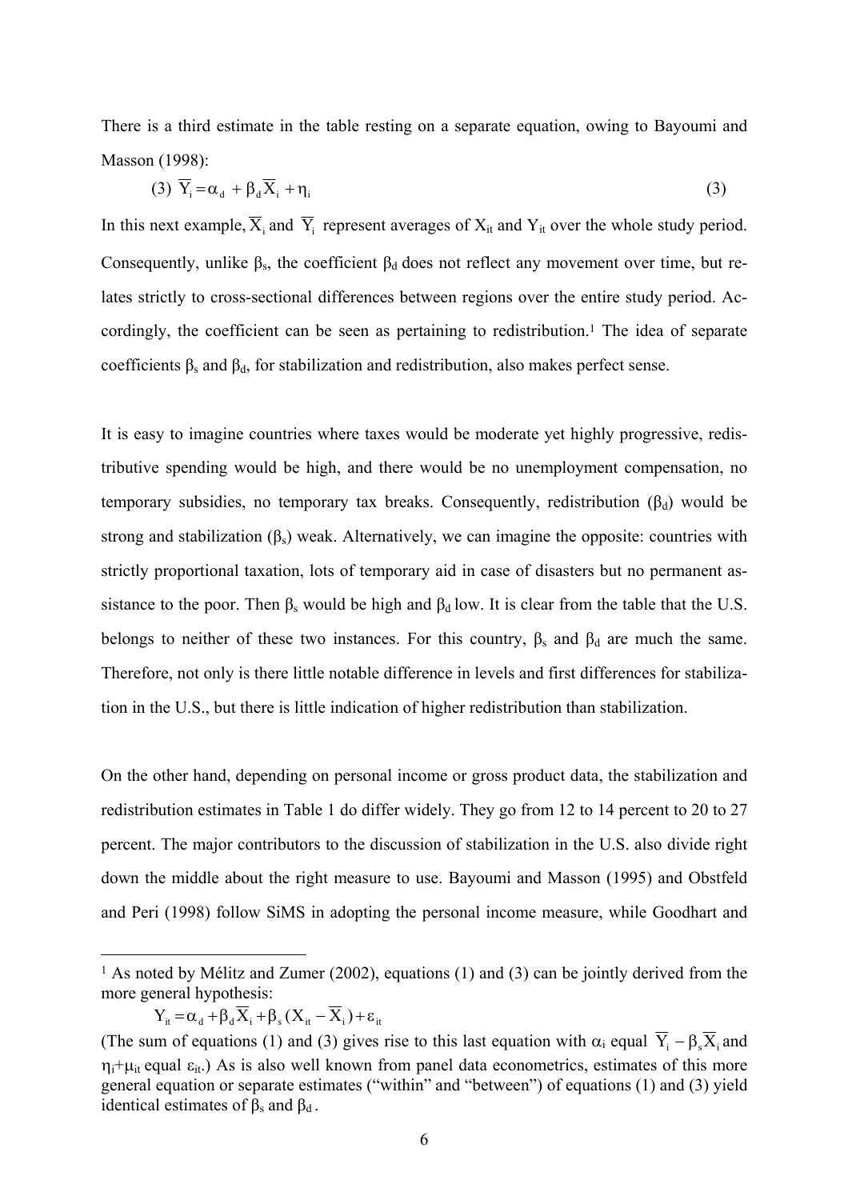There is a third estimate in the table resting on a separate equation, owing to Bayoumi and Masson (1998):

$$\text{(3)} \quad \overline{Y}_i = \alpha_d + \beta_d \overline{X}_i + \eta_i \qquad (3)$$

In this next example, $\overline{X}_i$ and $\overline{Y}_i$ represent averages of $X_{it}$ and $Y_{it}$ over the whole study period. Consequently, unlike $\beta_s$, the coefficient $\beta_d$ does not reflect any movement over time, but relates strictly to cross-sectional differences between regions over the entire study period. Accordingly, the coefficient can be seen as pertaining to redistribution.[1] The idea of separate coefficients $\beta_s$ and $\beta_d$, for stabilization and redistribution, also makes perfect sense.

It is easy to imagine countries where taxes would be moderate yet highly progressive, redistributive spending would be high, and there would be no unemployment compensation, no temporary subsidies, no temporary tax breaks. Consequently, redistribution ($\beta_d$) would be strong and stabilization ($\beta_s$) weak. Alternatively, we can imagine the opposite: countries with strictly proportional taxation, lots of temporary aid in case of disasters but no permanent assistance to the poor. Then $\beta_s$ would be high and $\beta_d$ low. It is clear from the table that the U.S. belongs to neither of these two instances. For this country, $\beta_s$ and $\beta_d$ are much the same. Therefore, not only is there little notable difference in levels and first differences for stabilization in the U.S., but there is little indication of higher redistribution than stabilization.

On the other hand, depending on personal income or gross product data, the stabilization and redistribution estimates in Table 1 do differ widely. They go from 12 to 14 percent to 20 to 27 percent. The major contributors to the discussion of stabilization in the U.S. also divide right down the middle about the right measure to use. Bayoumi and Masson (1995) and Obstfeld and Peri (1998) follow SiMS in adopting the personal income measure, while Goodhart and

---

[1] As noted by Mélitz and Zumer (2002), equations (1) and (3) can be jointly derived from the more general hypothesis:

$$Y_{it} = \alpha_d + \beta_d \overline{X}_i + \beta_s (X_{it} - \overline{X}_i) + \varepsilon_{it}$$

(The sum of equations (1) and (3) gives rise to this last equation with $\alpha_i$ equal $\overline{Y}_i - \beta_s \overline{X}_i$ and $\eta_i + \mu_{it}$ equal $\varepsilon_{it}$.) As is also well known from panel data econometrics, estimates of this more general equation or separate estimates ("within" and "between") of equations (1) and (3) yield identical estimates of $\beta_s$ and $\beta_d$.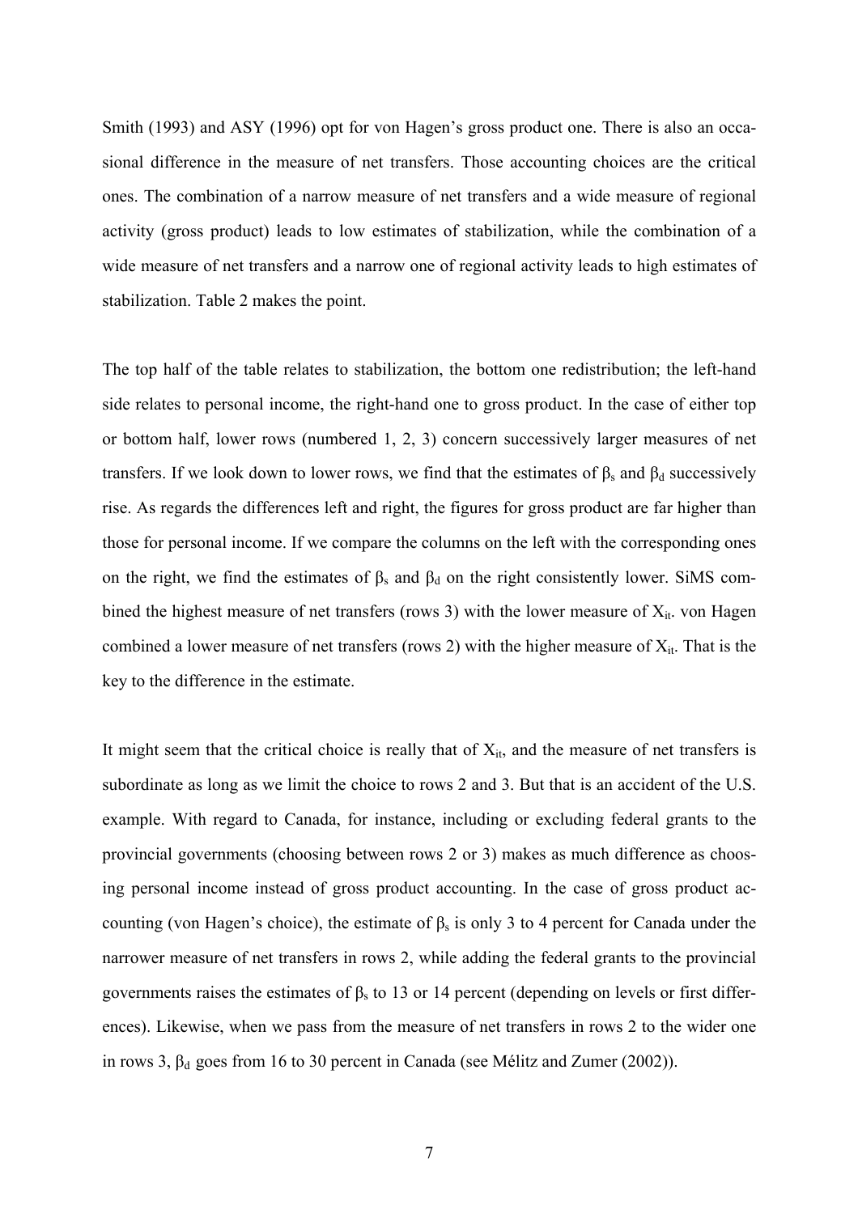Smith (1993) and ASY (1996) opt for von Hagen's gross product one. There is also an occasional difference in the measure of net transfers. Those accounting choices are the critical ones. The combination of a narrow measure of net transfers and a wide measure of regional activity (gross product) leads to low estimates of stabilization, while the combination of a wide measure of net transfers and a narrow one of regional activity leads to high estimates of stabilization. Table 2 makes the point.

The top half of the table relates to stabilization, the bottom one redistribution; the left-hand side relates to personal income, the right-hand one to gross product. In the case of either top or bottom half, lower rows (numbered 1, 2, 3) concern successively larger measures of net transfers. If we look down to lower rows, we find that the estimates of $\beta_s$ and $\beta_d$ successively rise. As regards the differences left and right, the figures for gross product are far higher than those for personal income. If we compare the columns on the left with the corresponding ones on the right, we find the estimates of $\beta_s$ and $\beta_d$ on the right consistently lower. SiMS combined the highest measure of net transfers (rows 3) with the lower measure of $X_{it}$. von Hagen combined a lower measure of net transfers (rows 2) with the higher measure of $X_{it}$. That is the key to the difference in the estimate.

It might seem that the critical choice is really that of $X_{it}$, and the measure of net transfers is subordinate as long as we limit the choice to rows 2 and 3. But that is an accident of the U.S. example. With regard to Canada, for instance, including or excluding federal grants to the provincial governments (choosing between rows 2 or 3) makes as much difference as choosing personal income instead of gross product accounting. In the case of gross product accounting (von Hagen's choice), the estimate of $\beta_s$ is only 3 to 4 percent for Canada under the narrower measure of net transfers in rows 2, while adding the federal grants to the provincial governments raises the estimates of $\beta_s$ to 13 or 14 percent (depending on levels or first differences). Likewise, when we pass from the measure of net transfers in rows 2 to the wider one in rows 3, $\beta_d$ goes from 16 to 30 percent in Canada (see Mélitz and Zumer (2002)).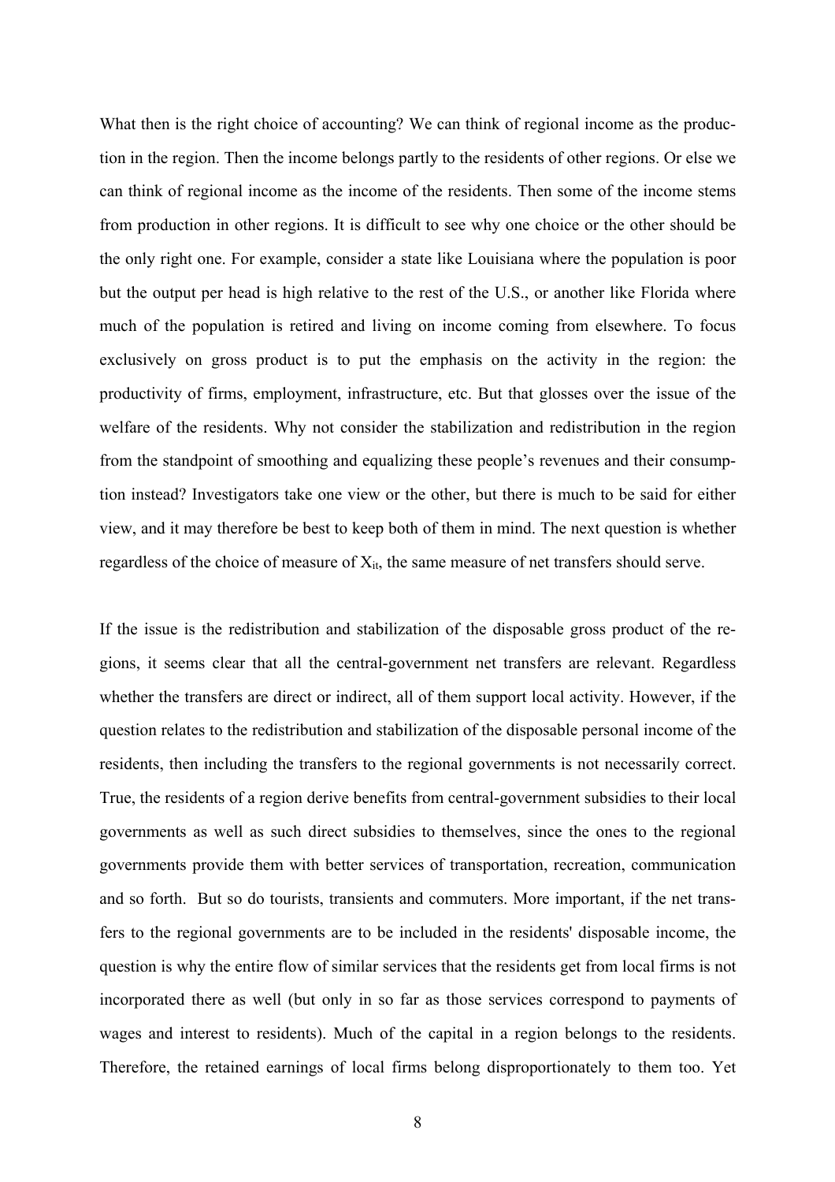What then is the right choice of accounting? We can think of regional income as the production in the region. Then the income belongs partly to the residents of other regions. Or else we can think of regional income as the income of the residents. Then some of the income stems from production in other regions. It is difficult to see why one choice or the other should be the only right one. For example, consider a state like Louisiana where the population is poor but the output per head is high relative to the rest of the U.S., or another like Florida where much of the population is retired and living on income coming from elsewhere. To focus exclusively on gross product is to put the emphasis on the activity in the region: the productivity of firms, employment, infrastructure, etc. But that glosses over the issue of the welfare of the residents. Why not consider the stabilization and redistribution in the region from the standpoint of smoothing and equalizing these people's revenues and their consumption instead? Investigators take one view or the other, but there is much to be said for either view, and it may therefore be best to keep both of them in mind. The next question is whether regardless of the choice of measure of $X_{it}$, the same measure of net transfers should serve.

If the issue is the redistribution and stabilization of the disposable gross product of the regions, it seems clear that all the central-government net transfers are relevant. Regardless whether the transfers are direct or indirect, all of them support local activity. However, if the question relates to the redistribution and stabilization of the disposable personal income of the residents, then including the transfers to the regional governments is not necessarily correct. True, the residents of a region derive benefits from central-government subsidies to their local governments as well as such direct subsidies to themselves, since the ones to the regional governments provide them with better services of transportation, recreation, communication and so forth. But so do tourists, transients and commuters. More important, if the net transfers to the regional governments are to be included in the residents' disposable income, the question is why the entire flow of similar services that the residents get from local firms is not incorporated there as well (but only in so far as those services correspond to payments of wages and interest to residents). Much of the capital in a region belongs to the residents. Therefore, the retained earnings of local firms belong disproportionately to them too. Yet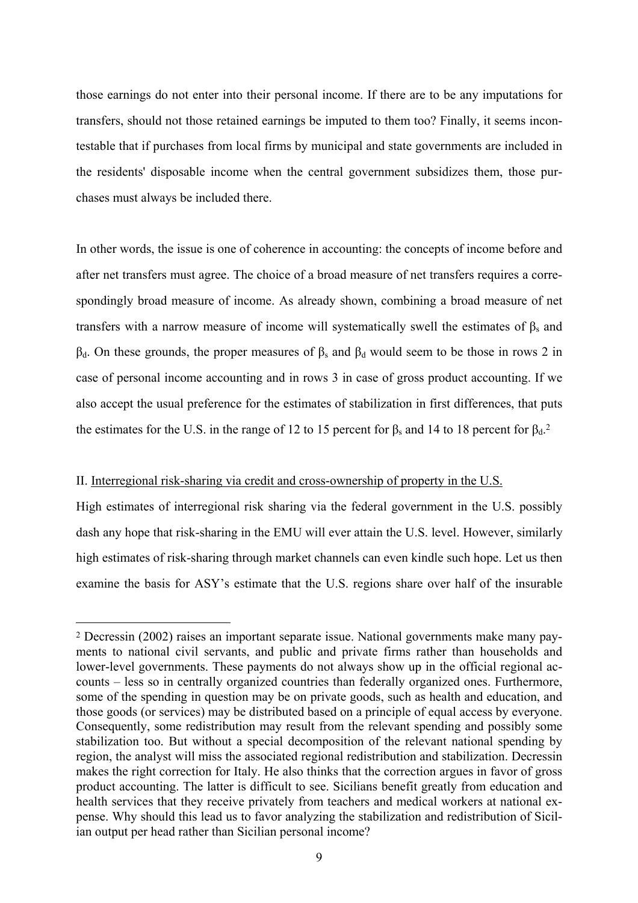those earnings do not enter into their personal income. If there are to be any imputations for transfers, should not those retained earnings be imputed to them too? Finally, it seems incontestable that if purchases from local firms by municipal and state governments are included in the residents' disposable income when the central government subsidizes them, those purchases must always be included there.

In other words, the issue is one of coherence in accounting: the concepts of income before and after net transfers must agree. The choice of a broad measure of net transfers requires a correspondingly broad measure of income. As already shown, combining a broad measure of net transfers with a narrow measure of income will systematically swell the estimates of $\beta_s$ and $\beta_d$. On these grounds, the proper measures of $\beta_s$ and $\beta_d$ would seem to be those in rows 2 in case of personal income accounting and in rows 3 in case of gross product accounting. If we also accept the usual preference for the estimates of stabilization in first differences, that puts the estimates for the U.S. in the range of 12 to 15 percent for $\beta_s$ and 14 to 18 percent for $\beta_d$.[2]

## II. Interregional risk-sharing via credit and cross-ownership of property in the U.S.

High estimates of interregional risk sharing via the federal government in the U.S. possibly dash any hope that risk-sharing in the EMU will ever attain the U.S. level. However, similarly high estimates of risk-sharing through market channels can even kindle such hope. Let us then examine the basis for ASY's estimate that the U.S. regions share over half of the insurable

---

[2] Decressin (2002) raises an important separate issue. National governments make many payments to national civil servants, and public and private firms rather than households and lower-level governments. These payments do not always show up in the official regional accounts – less so in centrally organized countries than federally organized ones. Furthermore, some of the spending in question may be on private goods, such as health and education, and those goods (or services) may be distributed based on a principle of equal access by everyone. Consequently, some redistribution may result from the relevant spending and possibly some stabilization too. But without a special decomposition of the relevant national spending by region, the analyst will miss the associated regional redistribution and stabilization. Decressin makes the right correction for Italy. He also thinks that the correction argues in favor of gross product accounting. The latter is difficult to see. Sicilians benefit greatly from education and health services that they receive privately from teachers and medical workers at national expense. Why should this lead us to favor analyzing the stabilization and redistribution of Sicilian output per head rather than Sicilian personal income?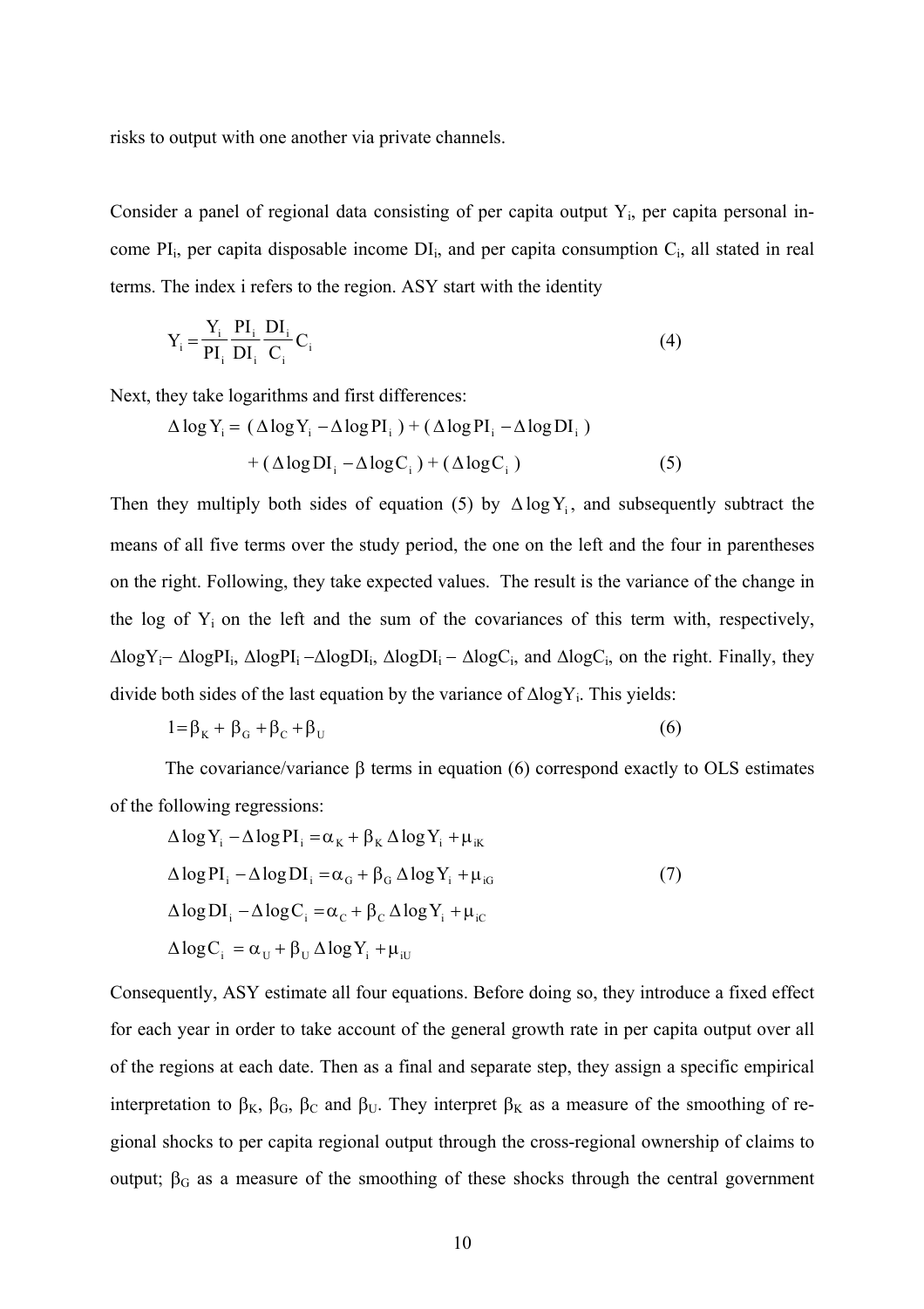risks to output with one another via private channels.

Consider a panel of regional data consisting of per capita output $Y_i$, per capita personal income $PI_i$, per capita disposable income $DI_i$, and per capita consumption $C_i$, all stated in real terms. The index i refers to the region. ASY start with the identity

$$Y_i = \frac{Y_i}{PI_i}\frac{PI_i}{DI_i}\frac{DI_i}{C_i}C_i \tag{4}$$

Next, they take logarithms and first differences:

$$\begin{aligned}\Delta \log Y_i = & \ (\Delta \log Y_i - \Delta \log PI_i) + (\Delta \log PI_i - \Delta \log DI_i) \\ & + (\Delta \log DI_i - \Delta \log C_i) + (\Delta \log C_i)\end{aligned} \tag{5}$$

Then they multiply both sides of equation (5) by $\Delta \log Y_i$, and subsequently subtract the means of all five terms over the study period, the one on the left and the four in parentheses on the right. Following, they take expected values. The result is the variance of the change in the log of $Y_i$ on the left and the sum of the covariances of this term with, respectively, $\Delta\log Y_i - \Delta\log PI_i$, $\Delta\log PI_i - \Delta\log DI_i$, $\Delta\log DI_i - \Delta\log C_i$, and $\Delta\log C_i$, on the right. Finally, they divide both sides of the last equation by the variance of $\Delta\log Y_i$. This yields:

$$1 = \beta_K + \beta_G + \beta_C + \beta_U \tag{6}$$

The covariance/variance $\beta$ terms in equation (6) correspond exactly to OLS estimates of the following regressions:

$$\begin{aligned}\Delta \log Y_i - \Delta \log PI_i &= \alpha_K + \beta_K \Delta \log Y_i + \mu_{iK} \\ \Delta \log PI_i - \Delta \log DI_i &= \alpha_G + \beta_G \Delta \log Y_i + \mu_{iG} \\ \Delta \log DI_i - \Delta \log C_i &= \alpha_C + \beta_C \Delta \log Y_i + \mu_{iC} \\ \Delta \log C_i &= \alpha_U + \beta_U \Delta \log Y_i + \mu_{iU}\end{aligned} \tag{7}$$

Consequently, ASY estimate all four equations. Before doing so, they introduce a fixed effect for each year in order to take account of the general growth rate in per capita output over all of the regions at each date. Then as a final and separate step, they assign a specific empirical interpretation to $\beta_K$, $\beta_G$, $\beta_C$ and $\beta_U$. They interpret $\beta_K$ as a measure of the smoothing of regional shocks to per capita regional output through the cross-regional ownership of claims to output; $\beta_G$ as a measure of the smoothing of these shocks through the central government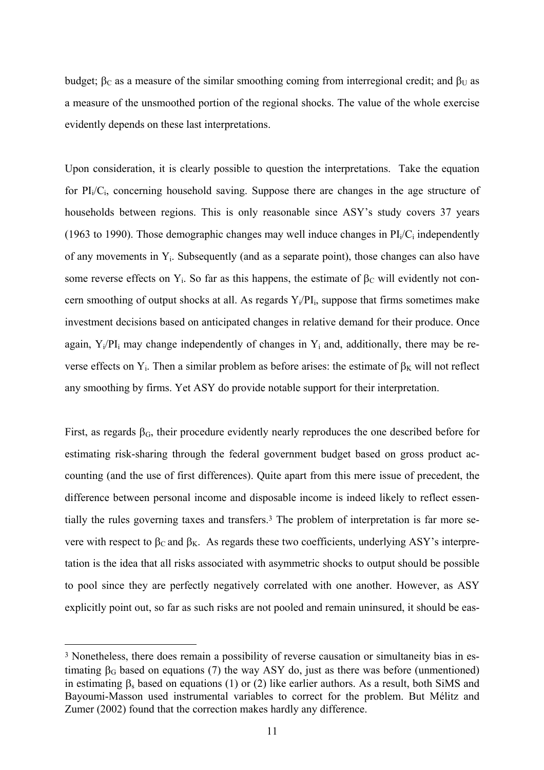budget; $\beta_C$ as a measure of the similar smoothing coming from interregional credit; and $\beta_U$ as a measure of the unsmoothed portion of the regional shocks. The value of the whole exercise evidently depends on these last interpretations.

Upon consideration, it is clearly possible to question the interpretations. Take the equation for $PI_i/C_i$, concerning household saving. Suppose there are changes in the age structure of households between regions. This is only reasonable since ASY's study covers 37 years (1963 to 1990). Those demographic changes may well induce changes in $PI_i/C_i$ independently of any movements in $Y_i$. Subsequently (and as a separate point), those changes can also have some reverse effects on $Y_i$. So far as this happens, the estimate of $\beta_C$ will evidently not concern smoothing of output shocks at all. As regards $Y_i/PI_i$, suppose that firms sometimes make investment decisions based on anticipated changes in relative demand for their produce. Once again, $Y_i/PI_i$ may change independently of changes in $Y_i$ and, additionally, there may be reverse effects on $Y_i$. Then a similar problem as before arises: the estimate of $\beta_K$ will not reflect any smoothing by firms. Yet ASY do provide notable support for their interpretation.

First, as regards $\beta_G$, their procedure evidently nearly reproduces the one described before for estimating risk-sharing through the federal government budget based on gross product accounting (and the use of first differences). Quite apart from this mere issue of precedent, the difference between personal income and disposable income is indeed likely to reflect essentially the rules governing taxes and transfers.[3] The problem of interpretation is far more severe with respect to $\beta_C$ and $\beta_K$. As regards these two coefficients, underlying ASY's interpretation is the idea that all risks associated with asymmetric shocks to output should be possible to pool since they are perfectly negatively correlated with one another. However, as ASY explicitly point out, so far as such risks are not pooled and remain uninsured, it should be eas-

[3] Nonetheless, there does remain a possibility of reverse causation or simultaneity bias in estimating $\beta_G$ based on equations (7) the way ASY do, just as there was before (unmentioned) in estimating $\beta_s$ based on equations (1) or (2) like earlier authors. As a result, both SiMS and Bayoumi-Masson used instrumental variables to correct for the problem. But Mélitz and Zumer (2002) found that the correction makes hardly any difference.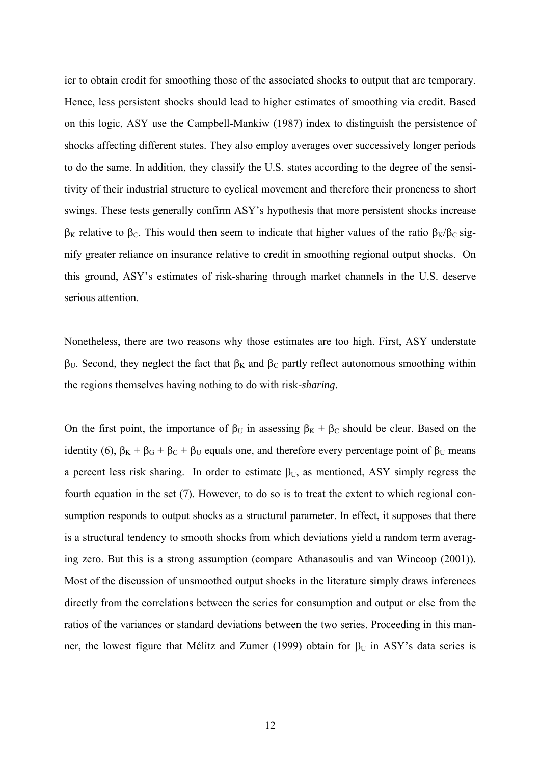ier to obtain credit for smoothing those of the associated shocks to output that are temporary. Hence, less persistent shocks should lead to higher estimates of smoothing via credit. Based on this logic, ASY use the Campbell-Mankiw (1987) index to distinguish the persistence of shocks affecting different states. They also employ averages over successively longer periods to do the same. In addition, they classify the U.S. states according to the degree of the sensitivity of their industrial structure to cyclical movement and therefore their proneness to short swings. These tests generally confirm ASY's hypothesis that more persistent shocks increase $\beta_K$ relative to $\beta_C$. This would then seem to indicate that higher values of the ratio $\beta_K/\beta_C$ signify greater reliance on insurance relative to credit in smoothing regional output shocks. On this ground, ASY's estimates of risk-sharing through market channels in the U.S. deserve serious attention.

Nonetheless, there are two reasons why those estimates are too high. First, ASY understate $\beta_U$. Second, they neglect the fact that $\beta_K$ and $\beta_C$ partly reflect autonomous smoothing within the regions themselves having nothing to do with risk-*sharing*.

On the first point, the importance of $\beta_U$ in assessing $\beta_K + \beta_C$ should be clear. Based on the identity (6), $\beta_K + \beta_G + \beta_C + \beta_U$ equals one, and therefore every percentage point of $\beta_U$ means a percent less risk sharing. In order to estimate $\beta_U$, as mentioned, ASY simply regress the fourth equation in the set (7). However, to do so is to treat the extent to which regional consumption responds to output shocks as a structural parameter. In effect, it supposes that there is a structural tendency to smooth shocks from which deviations yield a random term averaging zero. But this is a strong assumption (compare Athanasoulis and van Wincoop (2001)). Most of the discussion of unsmoothed output shocks in the literature simply draws inferences directly from the correlations between the series for consumption and output or else from the ratios of the variances or standard deviations between the two series. Proceeding in this manner, the lowest figure that Mélitz and Zumer (1999) obtain for $\beta_U$ in ASY's data series is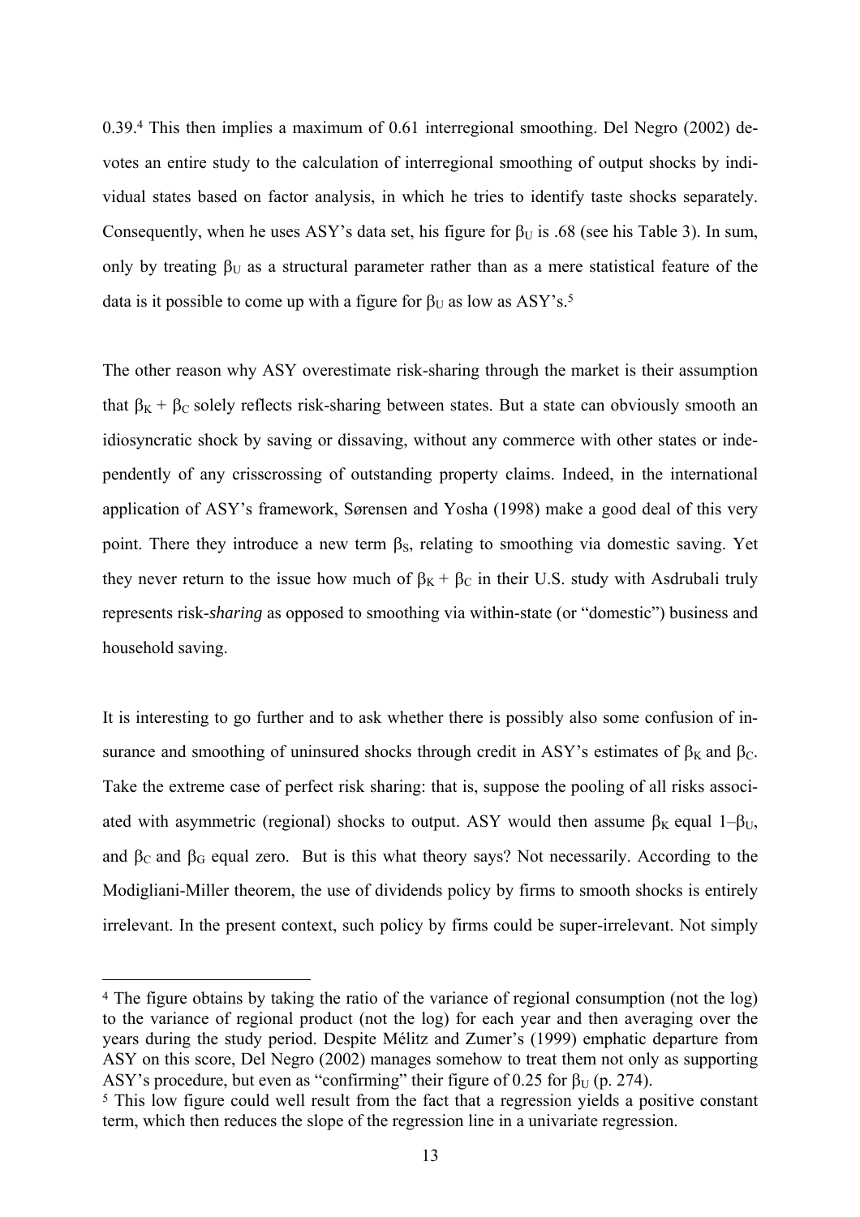0.39.[4] This then implies a maximum of 0.61 interregional smoothing. Del Negro (2002) devotes an entire study to the calculation of interregional smoothing of output shocks by individual states based on factor analysis, in which he tries to identify taste shocks separately. Consequently, when he uses ASY's data set, his figure for $\beta_U$ is .68 (see his Table 3). In sum, only by treating $\beta_U$ as a structural parameter rather than as a mere statistical feature of the data is it possible to come up with a figure for $\beta_U$ as low as ASY's.[5]

The other reason why ASY overestimate risk-sharing through the market is their assumption that $\beta_K + \beta_C$ solely reflects risk-sharing between states. But a state can obviously smooth an idiosyncratic shock by saving or dissaving, without any commerce with other states or independently of any crisscrossing of outstanding property claims. Indeed, in the international application of ASY's framework, Sørensen and Yosha (1998) make a good deal of this very point. There they introduce a new term $\beta_S$, relating to smoothing via domestic saving. Yet they never return to the issue how much of $\beta_K + \beta_C$ in their U.S. study with Asdrubali truly represents risk-*sharing* as opposed to smoothing via within-state (or "domestic") business and household saving.

It is interesting to go further and to ask whether there is possibly also some confusion of insurance and smoothing of uninsured shocks through credit in ASY's estimates of $\beta_K$ and $\beta_C$. Take the extreme case of perfect risk sharing: that is, suppose the pooling of all risks associated with asymmetric (regional) shocks to output. ASY would then assume $\beta_K$ equal $1-\beta_U$, and $\beta_C$ and $\beta_G$ equal zero. But is this what theory says? Not necessarily. According to the Modigliani-Miller theorem, the use of dividends policy by firms to smooth shocks is entirely irrelevant. In the present context, such policy by firms could be super-irrelevant. Not simply

[4] The figure obtains by taking the ratio of the variance of regional consumption (not the log) to the variance of regional product (not the log) for each year and then averaging over the years during the study period. Despite Mélitz and Zumer's (1999) emphatic departure from ASY on this score, Del Negro (2002) manages somehow to treat them not only as supporting ASY's procedure, but even as "confirming" their figure of 0.25 for $\beta_U$ (p. 274).

[5] This low figure could well result from the fact that a regression yields a positive constant term, which then reduces the slope of the regression line in a univariate regression.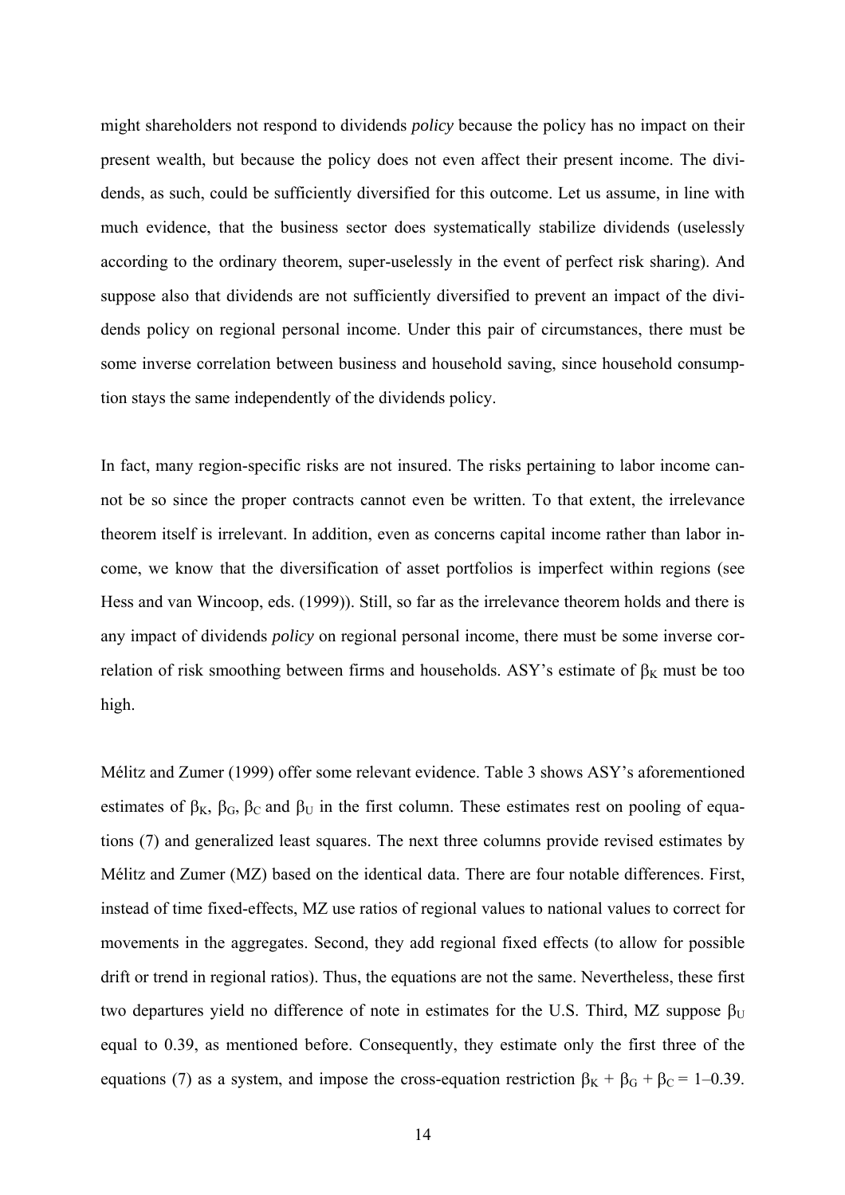might shareholders not respond to dividends *policy* because the policy has no impact on their present wealth, but because the policy does not even affect their present income. The dividends, as such, could be sufficiently diversified for this outcome. Let us assume, in line with much evidence, that the business sector does systematically stabilize dividends (uselessly according to the ordinary theorem, super-uselessly in the event of perfect risk sharing). And suppose also that dividends are not sufficiently diversified to prevent an impact of the dividends policy on regional personal income. Under this pair of circumstances, there must be some inverse correlation between business and household saving, since household consumption stays the same independently of the dividends policy.

In fact, many region-specific risks are not insured. The risks pertaining to labor income cannot be so since the proper contracts cannot even be written. To that extent, the irrelevance theorem itself is irrelevant. In addition, even as concerns capital income rather than labor income, we know that the diversification of asset portfolios is imperfect within regions (see Hess and van Wincoop, eds. (1999)). Still, so far as the irrelevance theorem holds and there is any impact of dividends *policy* on regional personal income, there must be some inverse correlation of risk smoothing between firms and households. ASY's estimate of $\beta_K$ must be too high.

Mélitz and Zumer (1999) offer some relevant evidence. Table 3 shows ASY's aforementioned estimates of $\beta_K$, $\beta_G$, $\beta_C$ and $\beta_U$ in the first column. These estimates rest on pooling of equations (7) and generalized least squares. The next three columns provide revised estimates by Mélitz and Zumer (MZ) based on the identical data. There are four notable differences. First, instead of time fixed-effects, MZ use ratios of regional values to national values to correct for movements in the aggregates. Second, they add regional fixed effects (to allow for possible drift or trend in regional ratios). Thus, the equations are not the same. Nevertheless, these first two departures yield no difference of note in estimates for the U.S. Third, MZ suppose $\beta_U$ equal to 0.39, as mentioned before. Consequently, they estimate only the first three of the equations (7) as a system, and impose the cross-equation restriction $\beta_K + \beta_G + \beta_C = 1–0.39$.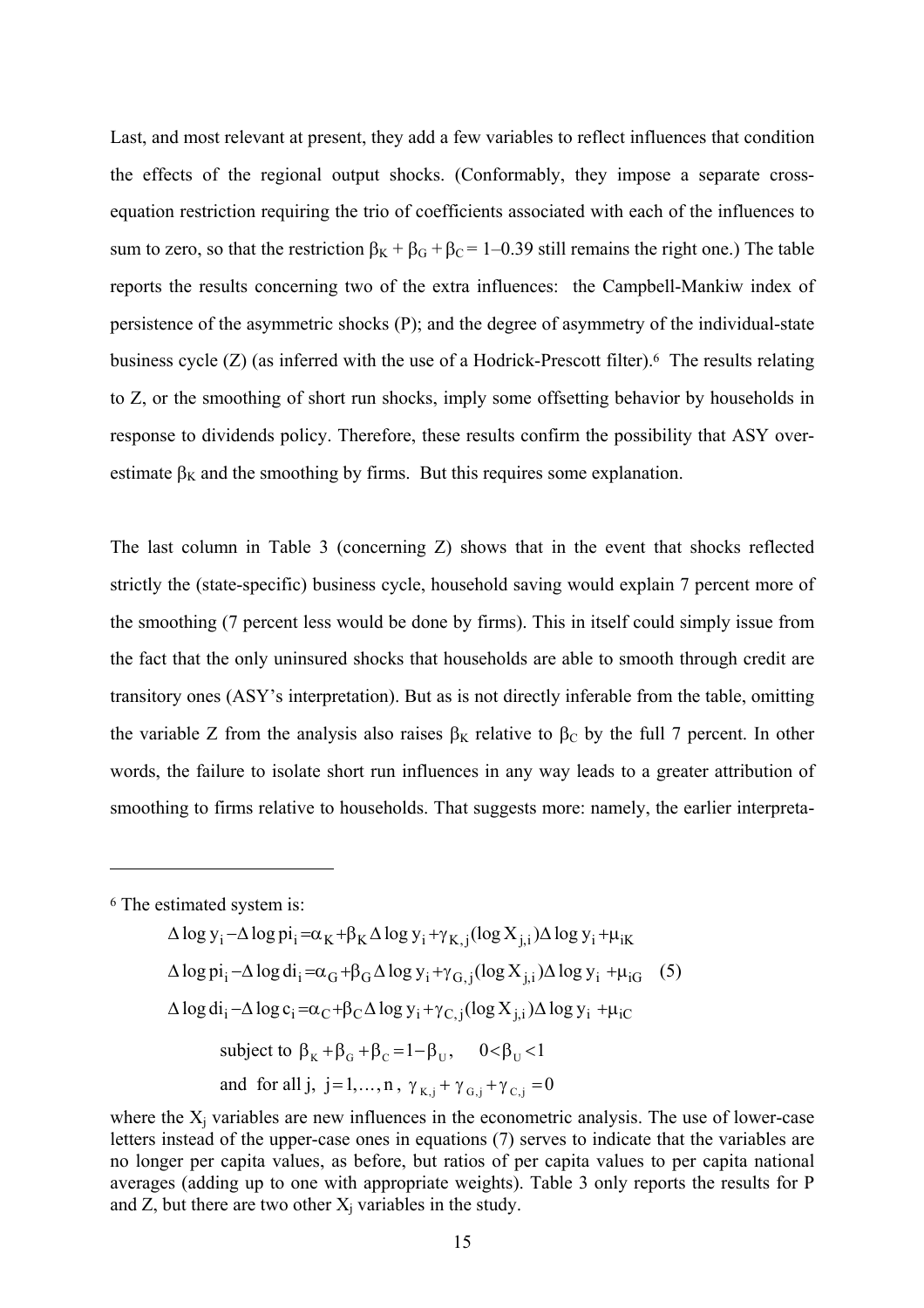Last, and most relevant at present, they add a few variables to reflect influences that condition the effects of the regional output shocks. (Conformably, they impose a separate cross-equation restriction requiring the trio of coefficients associated with each of the influences to sum to zero, so that the restriction $\beta_K + \beta_G + \beta_C = 1–0.39$ still remains the right one.) The table reports the results concerning two of the extra influences: the Campbell-Mankiw index of persistence of the asymmetric shocks (P); and the degree of asymmetry of the individual-state business cycle (Z) (as inferred with the use of a Hodrick-Prescott filter).[6] The results relating to Z, or the smoothing of short run shocks, imply some offsetting behavior by households in response to dividends policy. Therefore, these results confirm the possibility that ASY over-estimate $\beta_K$ and the smoothing by firms. But this requires some explanation.

The last column in Table 3 (concerning Z) shows that in the event that shocks reflected strictly the (state-specific) business cycle, household saving would explain 7 percent more of the smoothing (7 percent less would be done by firms). This in itself could simply issue from the fact that the only uninsured shocks that households are able to smooth through credit are transitory ones (ASY's interpretation). But as is not directly inferable from the table, omitting the variable Z from the analysis also raises $\beta_K$ relative to $\beta_C$ by the full 7 percent. In other words, the failure to isolate short run influences in any way leads to a greater attribution of smoothing to firms relative to households. That suggests more: namely, the earlier interpreta-

---

[6] The estimated system is:

$$
\begin{aligned}
\Delta \log y_i - \Delta \log pi_i &= \alpha_K + \beta_K \Delta \log y_i + \gamma_{K,j}(\log X_{j,i}) \Delta \log y_i + \mu_{iK} \\
\Delta \log pi_i - \Delta \log di_i &= \alpha_G + \beta_G \Delta \log y_i + \gamma_{G,j}(\log X_{j,i}) \Delta \log y_i + \mu_{iG} \quad (5) \\
\Delta \log di_i - \Delta \log c_i &= \alpha_C + \beta_C \Delta \log y_i + \gamma_{C,j}(\log X_{j,i}) \Delta \log y_i + \mu_{iC}
\end{aligned}
$$

$$
\text{subject to } \beta_K + \beta_G + \beta_C = 1 - \beta_U, \quad 0 < \beta_U < 1
$$

$$
\text{and for all j, } j = 1, \ldots, n, \ \gamma_{K,j} + \gamma_{G,j} + \gamma_{C,j} = 0
$$

where the $X_j$ variables are new influences in the econometric analysis. The use of lower-case letters instead of the upper-case ones in equations (7) serves to indicate that the variables are no longer per capita values, as before, but ratios of per capita values to per capita national averages (adding up to one with appropriate weights). Table 3 only reports the results for P and Z, but there are two other $X_j$ variables in the study.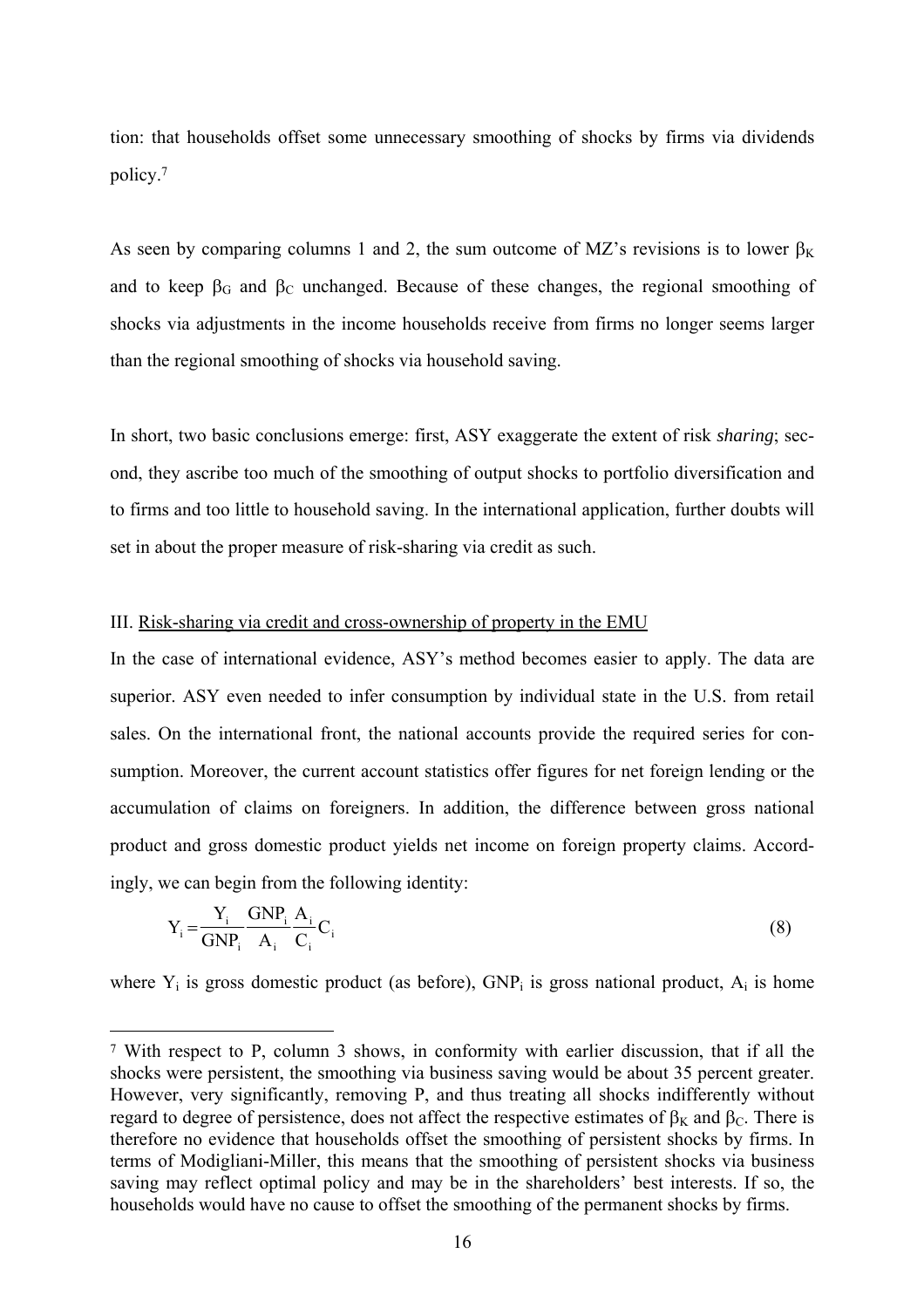tion: that households offset some unnecessary smoothing of shocks by firms via dividends policy.[7]

As seen by comparing columns 1 and 2, the sum outcome of MZ's revisions is to lower $\beta_K$ and to keep $\beta_G$ and $\beta_C$ unchanged. Because of these changes, the regional smoothing of shocks via adjustments in the income households receive from firms no longer seems larger than the regional smoothing of shocks via household saving.

In short, two basic conclusions emerge: first, ASY exaggerate the extent of risk *sharing*; second, they ascribe too much of the smoothing of output shocks to portfolio diversification and to firms and too little to household saving. In the international application, further doubts will set in about the proper measure of risk-sharing via credit as such.

III. Risk-sharing via credit and cross-ownership of property in the EMU

In the case of international evidence, ASY's method becomes easier to apply. The data are superior. ASY even needed to infer consumption by individual state in the U.S. from retail sales. On the international front, the national accounts provide the required series for consumption. Moreover, the current account statistics offer figures for net foreign lending or the accumulation of claims on foreigners. In addition, the difference between gross national product and gross domestic product yields net income on foreign property claims. Accordingly, we can begin from the following identity:

$$Y_i = \frac{Y_i}{GNP_i} \frac{GNP_i}{A_i} \frac{A_i}{C_i} C_i \tag{8}$$

where $Y_i$ is gross domestic product (as before), $GNP_i$ is gross national product, $A_i$ is home

[7] With respect to P, column 3 shows, in conformity with earlier discussion, that if all the shocks were persistent, the smoothing via business saving would be about 35 percent greater. However, very significantly, removing P, and thus treating all shocks indifferently without regard to degree of persistence, does not affect the respective estimates of $\beta_K$ and $\beta_C$. There is therefore no evidence that households offset the smoothing of persistent shocks by firms. In terms of Modigliani-Miller, this means that the smoothing of persistent shocks via business saving may reflect optimal policy and may be in the shareholders' best interests. If so, the households would have no cause to offset the smoothing of the permanent shocks by firms.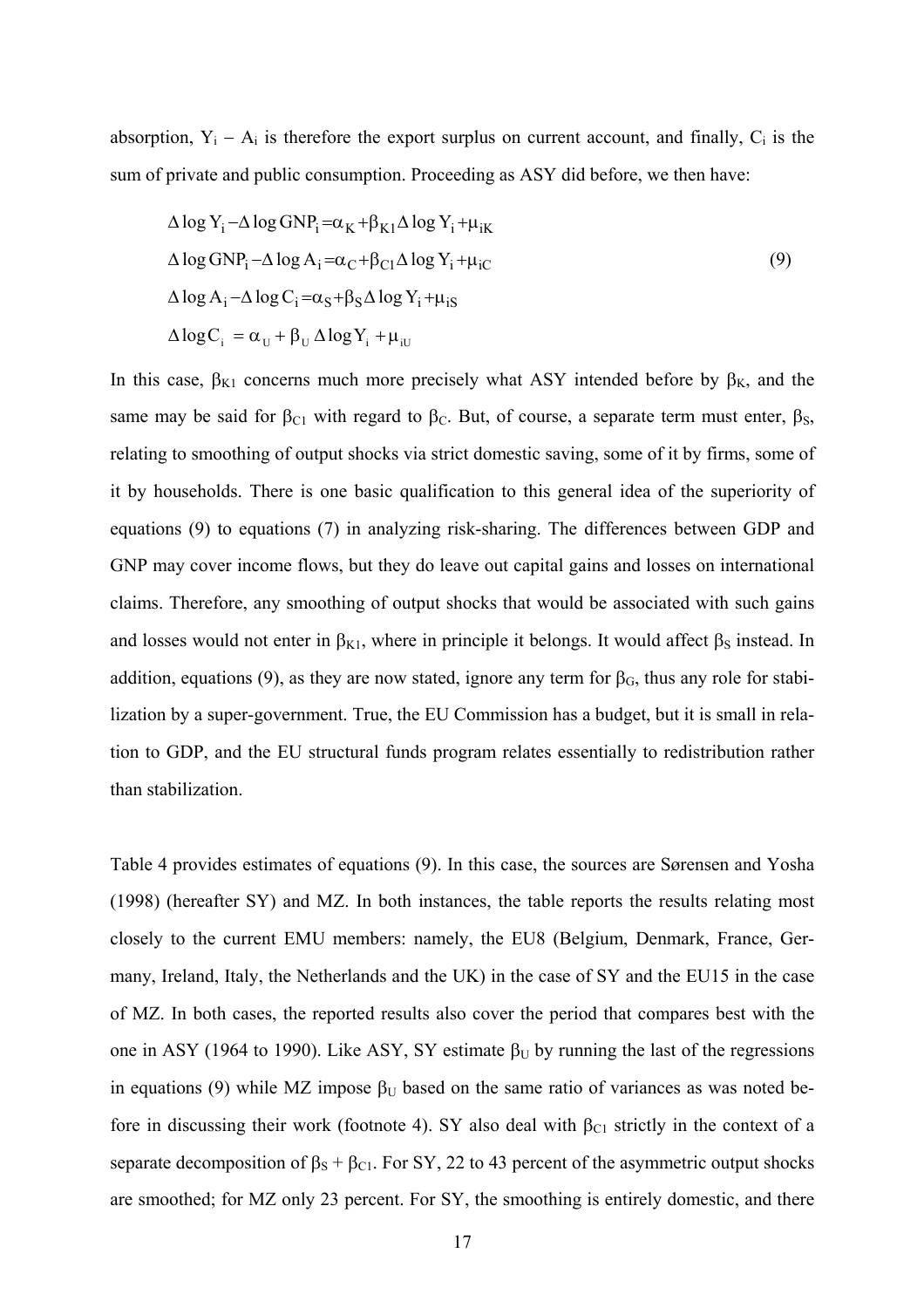absorption, $Y_i - A_i$ is therefore the export surplus on current account, and finally, $C_i$ is the sum of private and public consumption. Proceeding as ASY did before, we then have:

$$
\begin{aligned}
&\Delta \log Y_i - \Delta \log GNP_i = \alpha_K + \beta_{K1} \Delta \log Y_i + \mu_{iK} \\
&\Delta \log GNP_i - \Delta \log A_i = \alpha_C + \beta_{C1} \Delta \log Y_i + \mu_{iC} \\
&\Delta \log A_i - \Delta \log C_i = \alpha_S + \beta_S \Delta \log Y_i + \mu_{iS} \\
&\Delta \log C_i = \alpha_U + \beta_U \Delta \log Y_i + \mu_{iU}
\end{aligned}
\tag{9}
$$

In this case, $\beta_{K1}$ concerns much more precisely what ASY intended before by $\beta_K$, and the same may be said for $\beta_{C1}$ with regard to $\beta_C$. But, of course, a separate term must enter, $\beta_S$, relating to smoothing of output shocks via strict domestic saving, some of it by firms, some of it by households. There is one basic qualification to this general idea of the superiority of equations (9) to equations (7) in analyzing risk-sharing. The differences between GDP and GNP may cover income flows, but they do leave out capital gains and losses on international claims. Therefore, any smoothing of output shocks that would be associated with such gains and losses would not enter in $\beta_{K1}$, where in principle it belongs. It would affect $\beta_S$ instead. In addition, equations (9), as they are now stated, ignore any term for $\beta_G$, thus any role for stabilization by a super-government. True, the EU Commission has a budget, but it is small in relation to GDP, and the EU structural funds program relates essentially to redistribution rather than stabilization.

Table 4 provides estimates of equations (9). In this case, the sources are Sørensen and Yosha (1998) (hereafter SY) and MZ. In both instances, the table reports the results relating most closely to the current EMU members: namely, the EU8 (Belgium, Denmark, France, Germany, Ireland, Italy, the Netherlands and the UK) in the case of SY and the EU15 in the case of MZ. In both cases, the reported results also cover the period that compares best with the one in ASY (1964 to 1990). Like ASY, SY estimate $\beta_U$ by running the last of the regressions in equations (9) while MZ impose $\beta_U$ based on the same ratio of variances as was noted before in discussing their work (footnote 4). SY also deal with $\beta_{C1}$ strictly in the context of a separate decomposition of $\beta_S + \beta_{C1}$. For SY, 22 to 43 percent of the asymmetric output shocks are smoothed; for MZ only 23 percent. For SY, the smoothing is entirely domestic, and there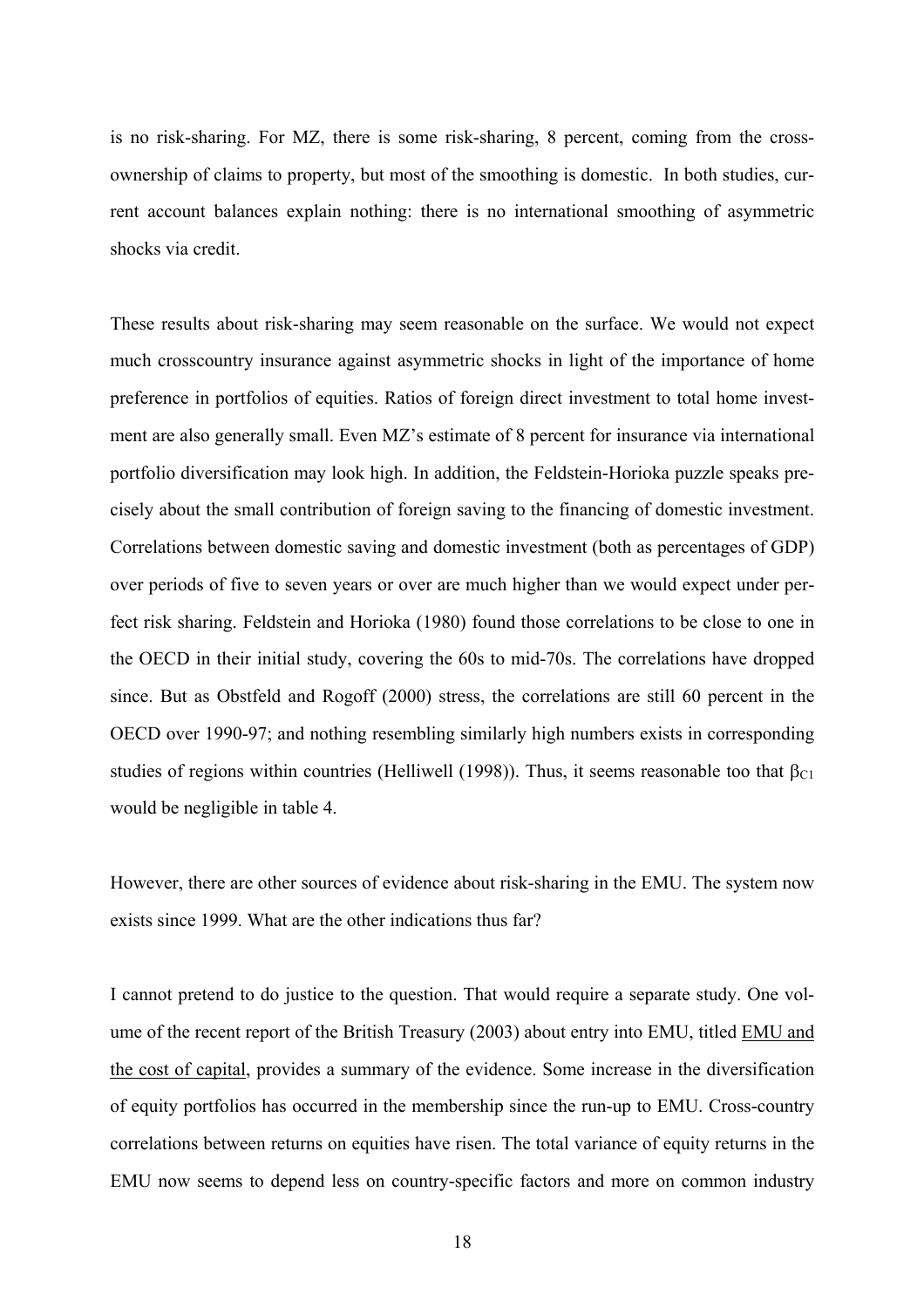is no risk-sharing. For MZ, there is some risk-sharing, 8 percent, coming from the cross-ownership of claims to property, but most of the smoothing is domestic. In both studies, current account balances explain nothing: there is no international smoothing of asymmetric shocks via credit.

These results about risk-sharing may seem reasonable on the surface. We would not expect much crosscountry insurance against asymmetric shocks in light of the importance of home preference in portfolios of equities. Ratios of foreign direct investment to total home investment are also generally small. Even MZ's estimate of 8 percent for insurance via international portfolio diversification may look high. In addition, the Feldstein-Horioka puzzle speaks precisely about the small contribution of foreign saving to the financing of domestic investment. Correlations between domestic saving and domestic investment (both as percentages of GDP) over periods of five to seven years or over are much higher than we would expect under perfect risk sharing. Feldstein and Horioka (1980) found those correlations to be close to one in the OECD in their initial study, covering the 60s to mid-70s. The correlations have dropped since. But as Obstfeld and Rogoff (2000) stress, the correlations are still 60 percent in the OECD over 1990-97; and nothing resembling similarly high numbers exists in corresponding studies of regions within countries (Helliwell (1998)). Thus, it seems reasonable too that $\beta_{C1}$ would be negligible in table 4.

However, there are other sources of evidence about risk-sharing in the EMU. The system now exists since 1999. What are the other indications thus far?

I cannot pretend to do justice to the question. That would require a separate study. One volume of the recent report of the British Treasury (2003) about entry into EMU, titled EMU and the cost of capital, provides a summary of the evidence. Some increase in the diversification of equity portfolios has occurred in the membership since the run-up to EMU. Cross-country correlations between returns on equities have risen. The total variance of equity returns in the EMU now seems to depend less on country-specific factors and more on common industry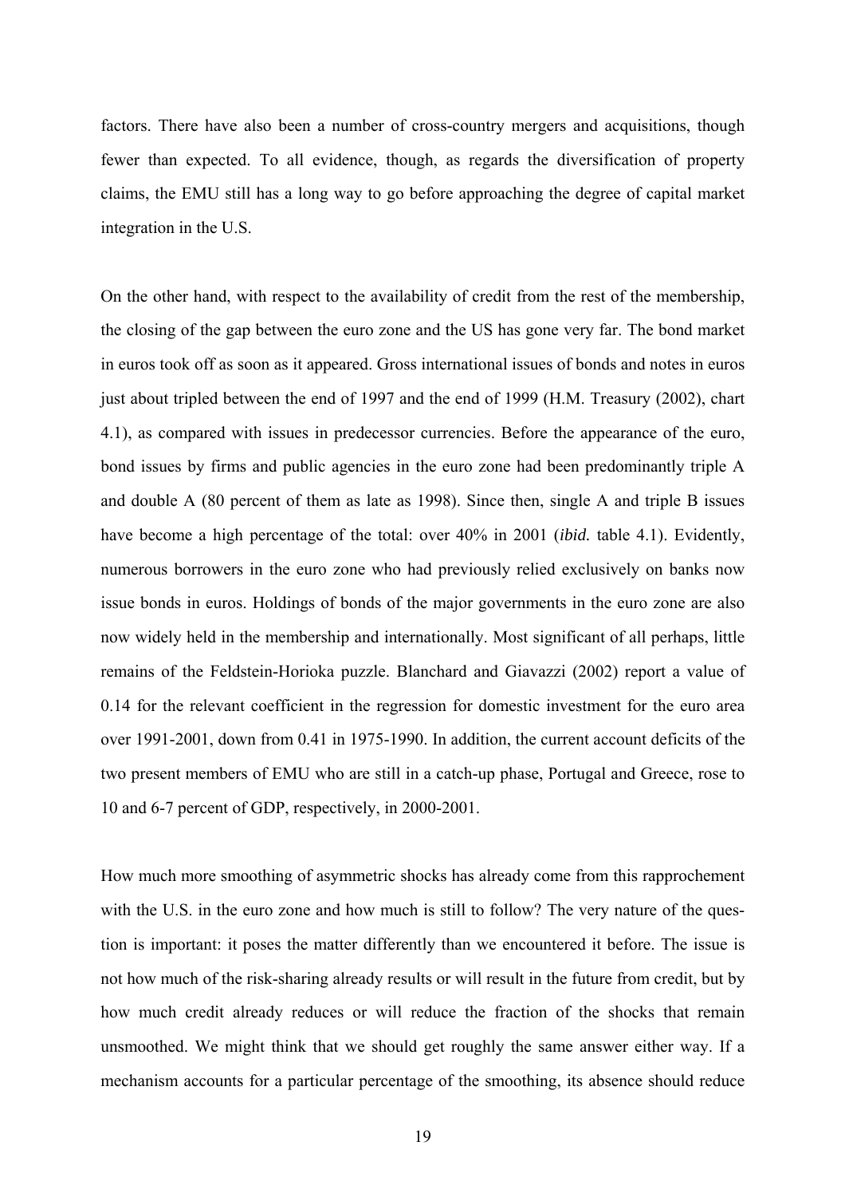factors. There have also been a number of cross-country mergers and acquisitions, though fewer than expected. To all evidence, though, as regards the diversification of property claims, the EMU still has a long way to go before approaching the degree of capital market integration in the U.S.

On the other hand, with respect to the availability of credit from the rest of the membership, the closing of the gap between the euro zone and the US has gone very far. The bond market in euros took off as soon as it appeared. Gross international issues of bonds and notes in euros just about tripled between the end of 1997 and the end of 1999 (H.M. Treasury (2002), chart 4.1), as compared with issues in predecessor currencies. Before the appearance of the euro, bond issues by firms and public agencies in the euro zone had been predominantly triple A and double A (80 percent of them as late as 1998). Since then, single A and triple B issues have become a high percentage of the total: over 40% in 2001 (*ibid.* table 4.1). Evidently, numerous borrowers in the euro zone who had previously relied exclusively on banks now issue bonds in euros. Holdings of bonds of the major governments in the euro zone are also now widely held in the membership and internationally. Most significant of all perhaps, little remains of the Feldstein-Horioka puzzle. Blanchard and Giavazzi (2002) report a value of 0.14 for the relevant coefficient in the regression for domestic investment for the euro area over 1991-2001, down from 0.41 in 1975-1990. In addition, the current account deficits of the two present members of EMU who are still in a catch-up phase, Portugal and Greece, rose to 10 and 6-7 percent of GDP, respectively, in 2000-2001.

How much more smoothing of asymmetric shocks has already come from this rapprochement with the U.S. in the euro zone and how much is still to follow? The very nature of the question is important: it poses the matter differently than we encountered it before. The issue is not how much of the risk-sharing already results or will result in the future from credit, but by how much credit already reduces or will reduce the fraction of the shocks that remain unsmoothed. We might think that we should get roughly the same answer either way. If a mechanism accounts for a particular percentage of the smoothing, its absence should reduce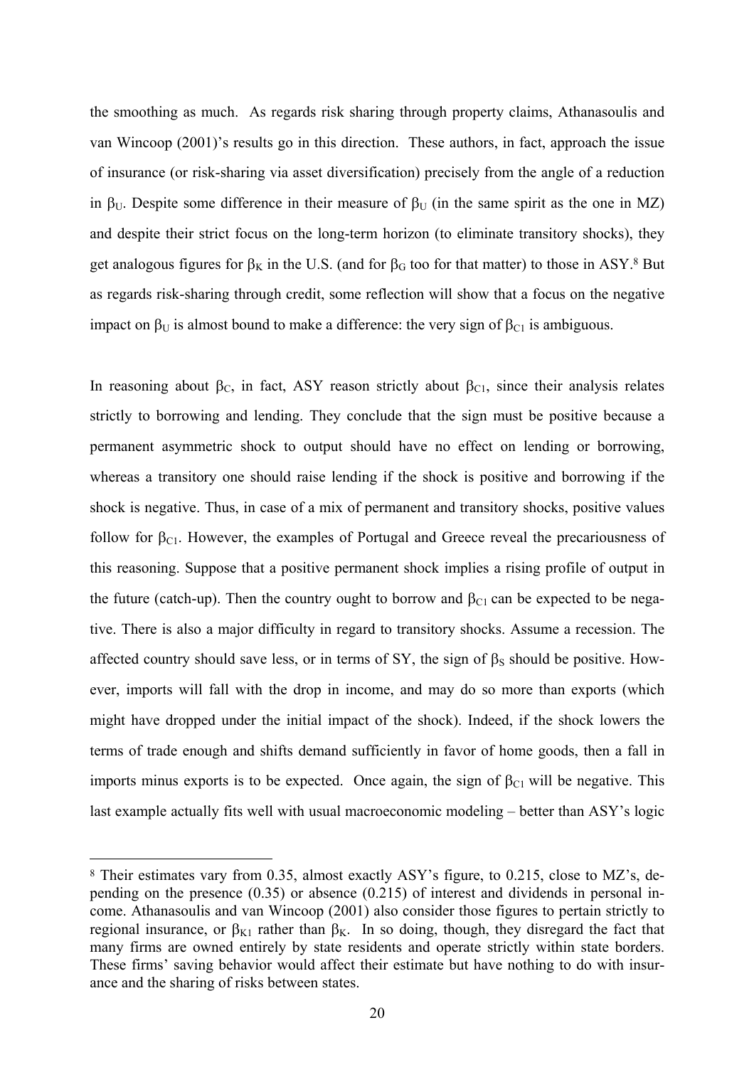the smoothing as much. As regards risk sharing through property claims, Athanasoulis and van Wincoop (2001)'s results go in this direction. These authors, in fact, approach the issue of insurance (or risk-sharing via asset diversification) precisely from the angle of a reduction in $\beta_U$. Despite some difference in their measure of $\beta_U$ (in the same spirit as the one in MZ) and despite their strict focus on the long-term horizon (to eliminate transitory shocks), they get analogous figures for $\beta_K$ in the U.S. (and for $\beta_G$ too for that matter) to those in ASY.[8] But as regards risk-sharing through credit, some reflection will show that a focus on the negative impact on $\beta_U$ is almost bound to make a difference: the very sign of $\beta_{C1}$ is ambiguous.

In reasoning about $\beta_C$, in fact, ASY reason strictly about $\beta_{C1}$, since their analysis relates strictly to borrowing and lending. They conclude that the sign must be positive because a permanent asymmetric shock to output should have no effect on lending or borrowing, whereas a transitory one should raise lending if the shock is positive and borrowing if the shock is negative. Thus, in case of a mix of permanent and transitory shocks, positive values follow for $\beta_{C1}$. However, the examples of Portugal and Greece reveal the precariousness of this reasoning. Suppose that a positive permanent shock implies a rising profile of output in the future (catch-up). Then the country ought to borrow and $\beta_{C1}$ can be expected to be negative. There is also a major difficulty in regard to transitory shocks. Assume a recession. The affected country should save less, or in terms of SY, the sign of $\beta_S$ should be positive. However, imports will fall with the drop in income, and may do so more than exports (which might have dropped under the initial impact of the shock). Indeed, if the shock lowers the terms of trade enough and shifts demand sufficiently in favor of home goods, then a fall in imports minus exports is to be expected. Once again, the sign of $\beta_{C1}$ will be negative. This last example actually fits well with usual macroeconomic modeling – better than ASY's logic

[8] Their estimates vary from 0.35, almost exactly ASY's figure, to 0.215, close to MZ's, depending on the presence (0.35) or absence (0.215) of interest and dividends in personal income. Athanasoulis and van Wincoop (2001) also consider those figures to pertain strictly to regional insurance, or $\beta_{K1}$ rather than $\beta_K$. In so doing, though, they disregard the fact that many firms are owned entirely by state residents and operate strictly within state borders. These firms' saving behavior would affect their estimate but have nothing to do with insurance and the sharing of risks between states.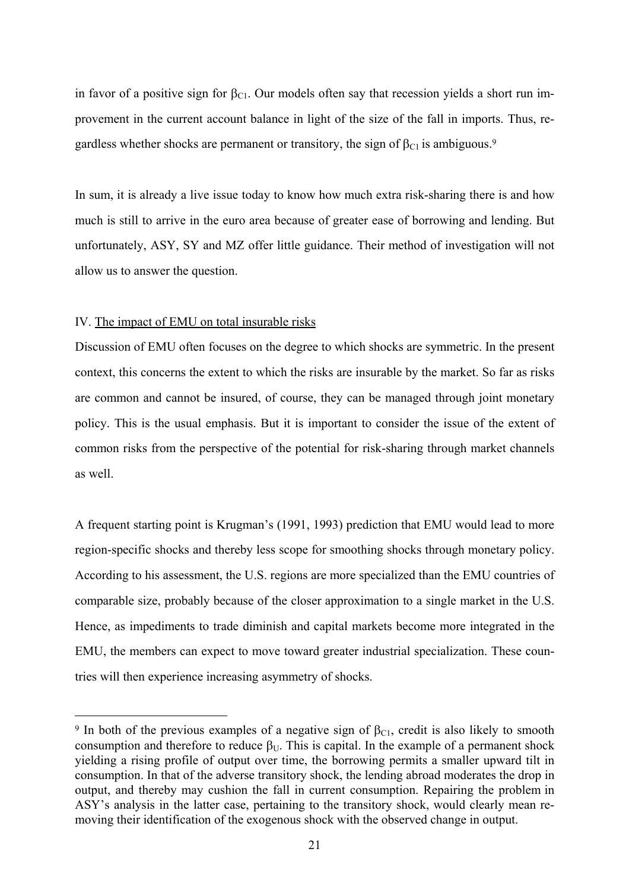in favor of a positive sign for $\beta_{C1}$. Our models often say that recession yields a short run improvement in the current account balance in light of the size of the fall in imports. Thus, regardless whether shocks are permanent or transitory, the sign of $\beta_{C1}$ is ambiguous.[9]

In sum, it is already a live issue today to know how much extra risk-sharing there is and how much is still to arrive in the euro area because of greater ease of borrowing and lending. But unfortunately, ASY, SY and MZ offer little guidance. Their method of investigation will not allow us to answer the question.

IV. The impact of EMU on total insurable risks

Discussion of EMU often focuses on the degree to which shocks are symmetric. In the present context, this concerns the extent to which the risks are insurable by the market. So far as risks are common and cannot be insured, of course, they can be managed through joint monetary policy. This is the usual emphasis. But it is important to consider the issue of the extent of common risks from the perspective of the potential for risk-sharing through market channels as well.

A frequent starting point is Krugman's (1991, 1993) prediction that EMU would lead to more region-specific shocks and thereby less scope for smoothing shocks through monetary policy. According to his assessment, the U.S. regions are more specialized than the EMU countries of comparable size, probably because of the closer approximation to a single market in the U.S. Hence, as impediments to trade diminish and capital markets become more integrated in the EMU, the members can expect to move toward greater industrial specialization. These countries will then experience increasing asymmetry of shocks.

---

[9] In both of the previous examples of a negative sign of $\beta_{C1}$, credit is also likely to smooth consumption and therefore to reduce $\beta_U$. This is capital. In the example of a permanent shock yielding a rising profile of output over time, the borrowing permits a smaller upward tilt in consumption. In that of the adverse transitory shock, the lending abroad moderates the drop in output, and thereby may cushion the fall in current consumption. Repairing the problem in ASY's analysis in the latter case, pertaining to the transitory shock, would clearly mean removing their identification of the exogenous shock with the observed change in output.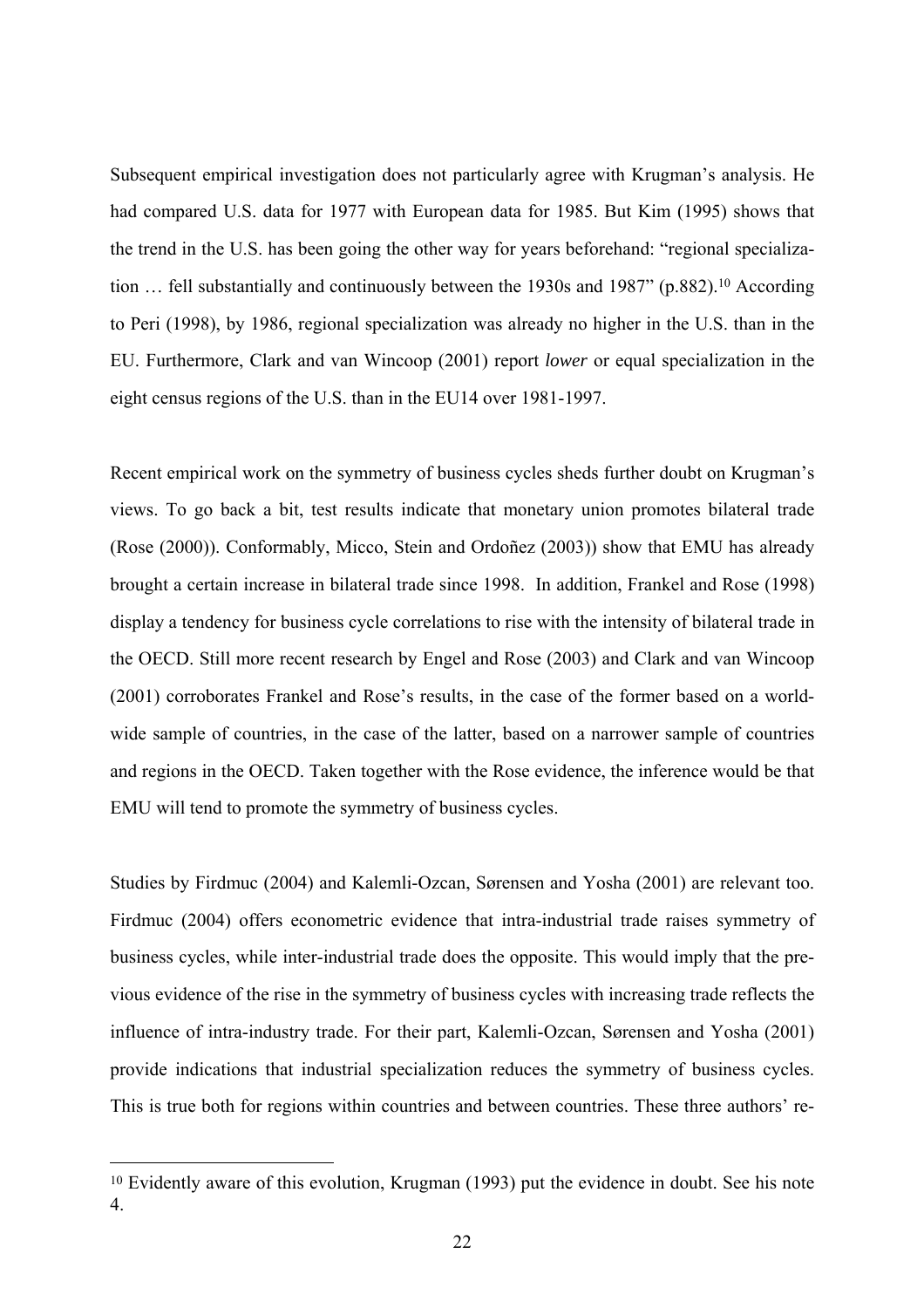Subsequent empirical investigation does not particularly agree with Krugman's analysis. He had compared U.S. data for 1977 with European data for 1985. But Kim (1995) shows that the trend in the U.S. has been going the other way for years beforehand: "regional specialization … fell substantially and continuously between the 1930s and 1987" (p.882).[10] According to Peri (1998), by 1986, regional specialization was already no higher in the U.S. than in the EU. Furthermore, Clark and van Wincoop (2001) report *lower* or equal specialization in the eight census regions of the U.S. than in the EU14 over 1981-1997.

Recent empirical work on the symmetry of business cycles sheds further doubt on Krugman's views. To go back a bit, test results indicate that monetary union promotes bilateral trade (Rose (2000)). Conformably, Micco, Stein and Ordoñez (2003)) show that EMU has already brought a certain increase in bilateral trade since 1998. In addition, Frankel and Rose (1998) display a tendency for business cycle correlations to rise with the intensity of bilateral trade in the OECD. Still more recent research by Engel and Rose (2003) and Clark and van Wincoop (2001) corroborates Frankel and Rose's results, in the case of the former based on a world-wide sample of countries, in the case of the latter, based on a narrower sample of countries and regions in the OECD. Taken together with the Rose evidence, the inference would be that EMU will tend to promote the symmetry of business cycles.

Studies by Firdmuc (2004) and Kalemli-Ozcan, Sørensen and Yosha (2001) are relevant too. Firdmuc (2004) offers econometric evidence that intra-industrial trade raises symmetry of business cycles, while inter-industrial trade does the opposite. This would imply that the previous evidence of the rise in the symmetry of business cycles with increasing trade reflects the influence of intra-industry trade. For their part, Kalemli-Ozcan, Sørensen and Yosha (2001) provide indications that industrial specialization reduces the symmetry of business cycles. This is true both for regions within countries and between countries. These three authors' re-

---

[10] Evidently aware of this evolution, Krugman (1993) put the evidence in doubt. See his note 4.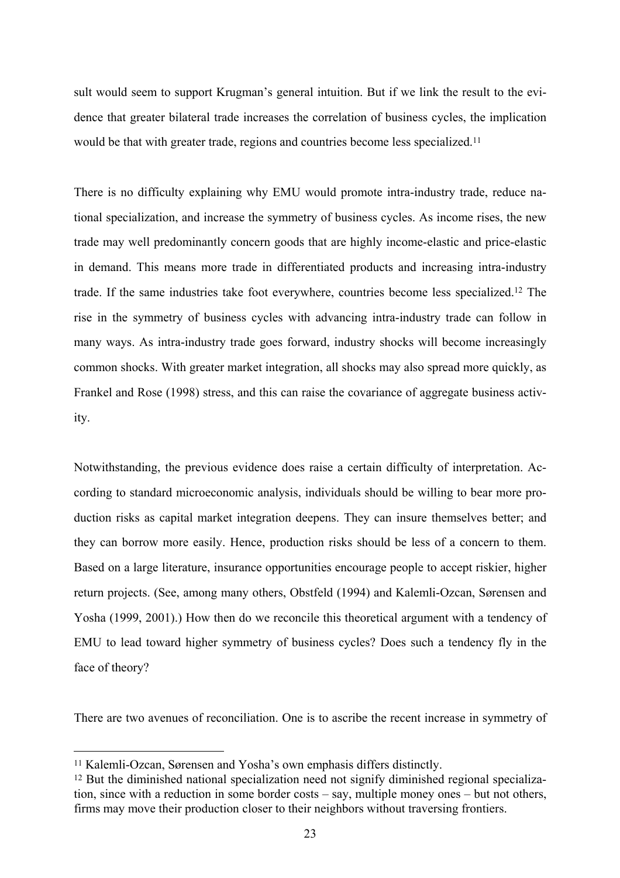sult would seem to support Krugman's general intuition. But if we link the result to the evidence that greater bilateral trade increases the correlation of business cycles, the implication would be that with greater trade, regions and countries become less specialized.[11]

There is no difficulty explaining why EMU would promote intra-industry trade, reduce national specialization, and increase the symmetry of business cycles. As income rises, the new trade may well predominantly concern goods that are highly income-elastic and price-elastic in demand. This means more trade in differentiated products and increasing intra-industry trade. If the same industries take foot everywhere, countries become less specialized.[12] The rise in the symmetry of business cycles with advancing intra-industry trade can follow in many ways. As intra-industry trade goes forward, industry shocks will become increasingly common shocks. With greater market integration, all shocks may also spread more quickly, as Frankel and Rose (1998) stress, and this can raise the covariance of aggregate business activity.

Notwithstanding, the previous evidence does raise a certain difficulty of interpretation. According to standard microeconomic analysis, individuals should be willing to bear more production risks as capital market integration deepens. They can insure themselves better; and they can borrow more easily. Hence, production risks should be less of a concern to them. Based on a large literature, insurance opportunities encourage people to accept riskier, higher return projects. (See, among many others, Obstfeld (1994) and Kalemli-Ozcan, Sørensen and Yosha (1999, 2001).) How then do we reconcile this theoretical argument with a tendency of EMU to lead toward higher symmetry of business cycles? Does such a tendency fly in the face of theory?

There are two avenues of reconciliation. One is to ascribe the recent increase in symmetry of

---

[11] Kalemli-Ozcan, Sørensen and Yosha's own emphasis differs distinctly.

[12] But the diminished national specialization need not signify diminished regional specialization, since with a reduction in some border costs – say, multiple money ones – but not others, firms may move their production closer to their neighbors without traversing frontiers.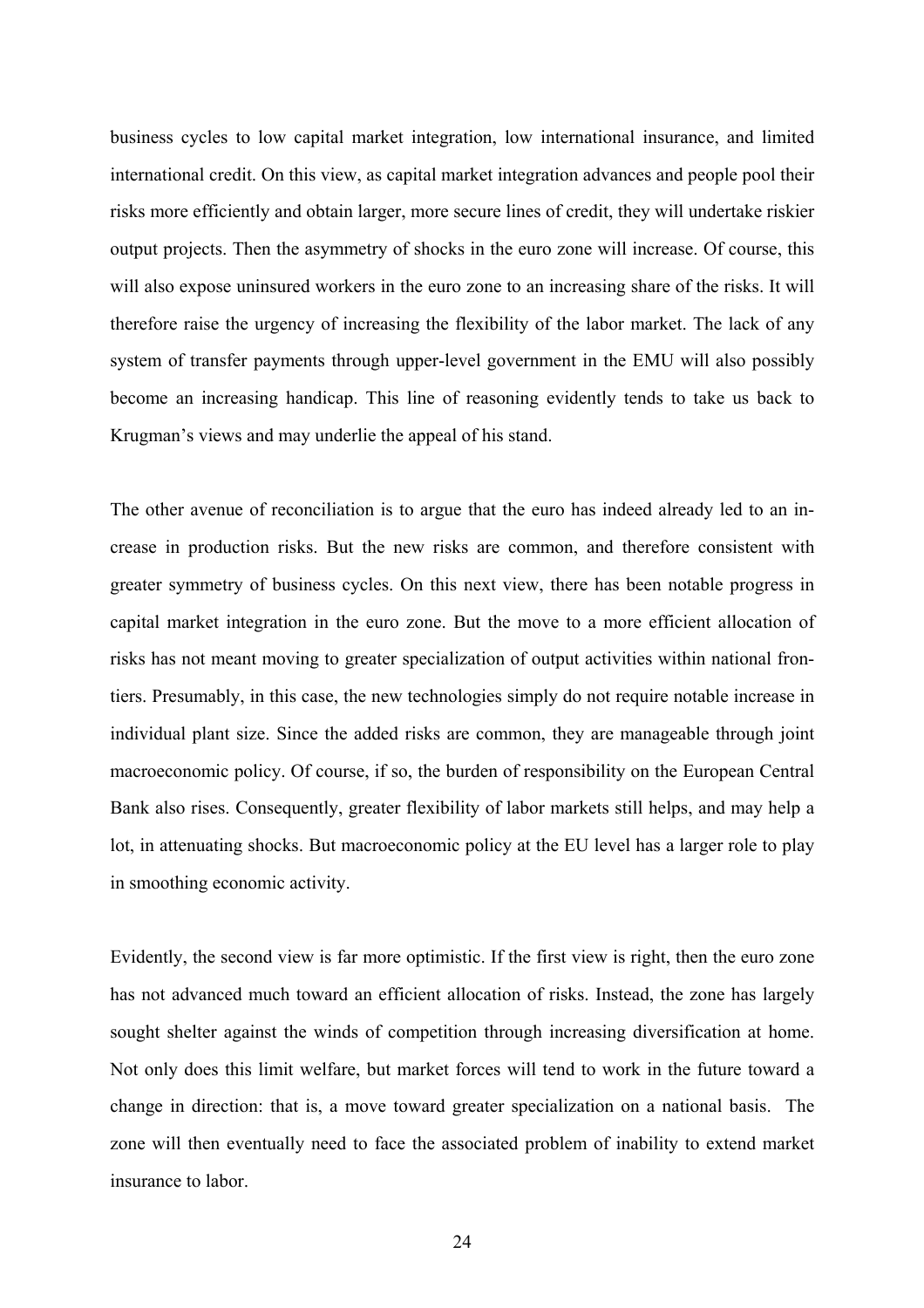business cycles to low capital market integration, low international insurance, and limited international credit. On this view, as capital market integration advances and people pool their risks more efficiently and obtain larger, more secure lines of credit, they will undertake riskier output projects. Then the asymmetry of shocks in the euro zone will increase. Of course, this will also expose uninsured workers in the euro zone to an increasing share of the risks. It will therefore raise the urgency of increasing the flexibility of the labor market. The lack of any system of transfer payments through upper-level government in the EMU will also possibly become an increasing handicap. This line of reasoning evidently tends to take us back to Krugman's views and may underlie the appeal of his stand.

The other avenue of reconciliation is to argue that the euro has indeed already led to an increase in production risks. But the new risks are common, and therefore consistent with greater symmetry of business cycles. On this next view, there has been notable progress in capital market integration in the euro zone. But the move to a more efficient allocation of risks has not meant moving to greater specialization of output activities within national frontiers. Presumably, in this case, the new technologies simply do not require notable increase in individual plant size. Since the added risks are common, they are manageable through joint macroeconomic policy. Of course, if so, the burden of responsibility on the European Central Bank also rises. Consequently, greater flexibility of labor markets still helps, and may help a lot, in attenuating shocks. But macroeconomic policy at the EU level has a larger role to play in smoothing economic activity.

Evidently, the second view is far more optimistic. If the first view is right, then the euro zone has not advanced much toward an efficient allocation of risks. Instead, the zone has largely sought shelter against the winds of competition through increasing diversification at home. Not only does this limit welfare, but market forces will tend to work in the future toward a change in direction: that is, a move toward greater specialization on a national basis. The zone will then eventually need to face the associated problem of inability to extend market insurance to labor.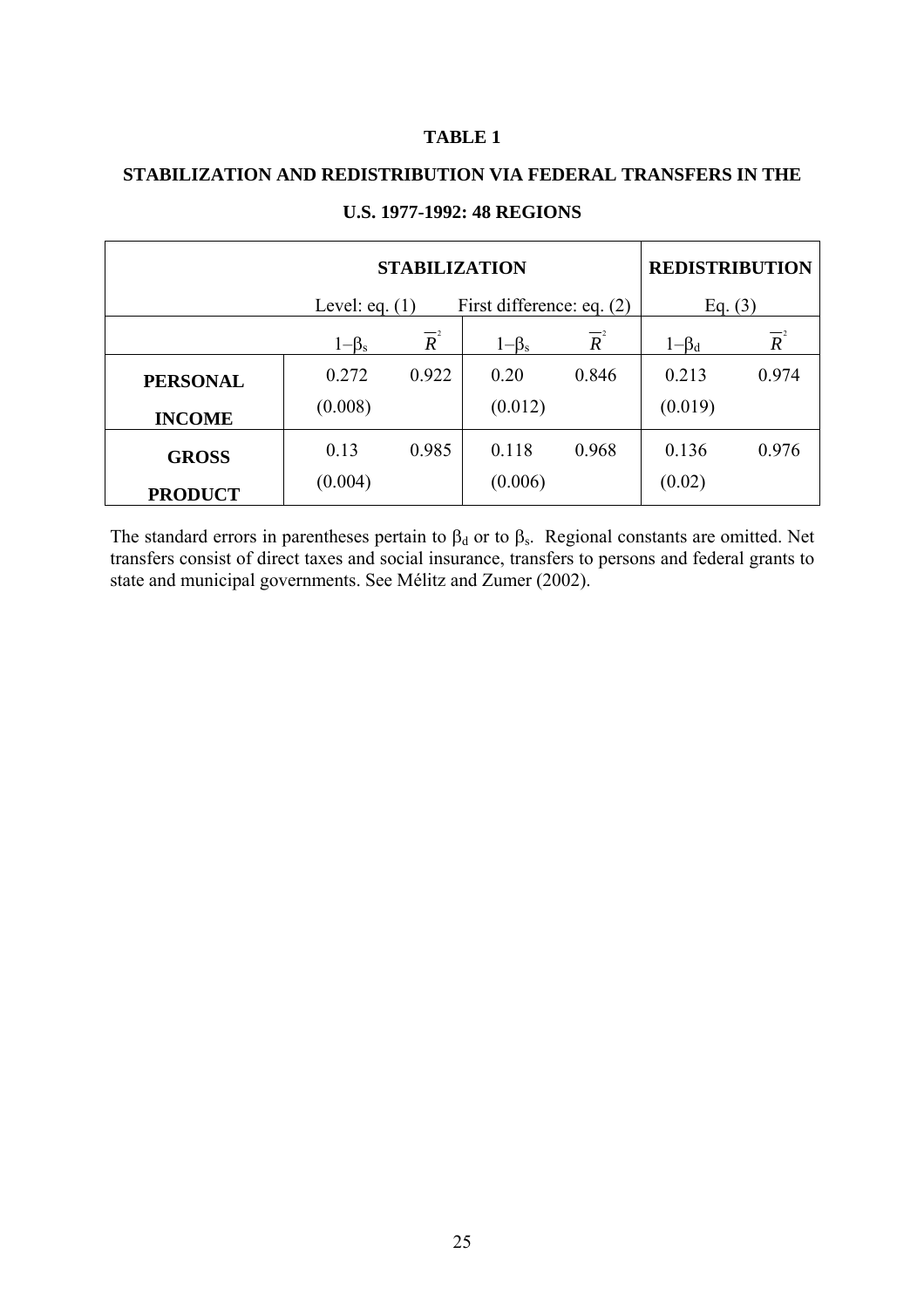**TABLE 1**

**STABILIZATION AND REDISTRIBUTION VIA FEDERAL TRANSFERS IN THE U.S. 1977-1992: 48 REGIONS**

| | **STABILIZATION** | | | | **REDISTRIBUTION** | |
|---|---|---|---|---|---|---|
| | Level: eq. (1) | | First difference: eq. (2) | | Eq. (3) | |
| | $1-\beta_s$ | $\overline{R}^2$ | $1-\beta_s$ | $\overline{R}^2$ | $1-\beta_d$ | $\overline{R}^2$ |
| **PERSONAL INCOME** | 0.272 (0.008) | 0.922 | 0.20 (0.012) | 0.846 | 0.213 (0.019) | 0.974 |
| **GROSS PRODUCT** | 0.13 (0.004) | 0.985 | 0.118 (0.006) | 0.968 | 0.136 (0.02) | 0.976 |

The standard errors in parentheses pertain to $\beta_d$ or to $\beta_s$. Regional constants are omitted. Net transfers consist of direct taxes and social insurance, transfers to persons and federal grants to state and municipal governments. See Mélitz and Zumer (2002).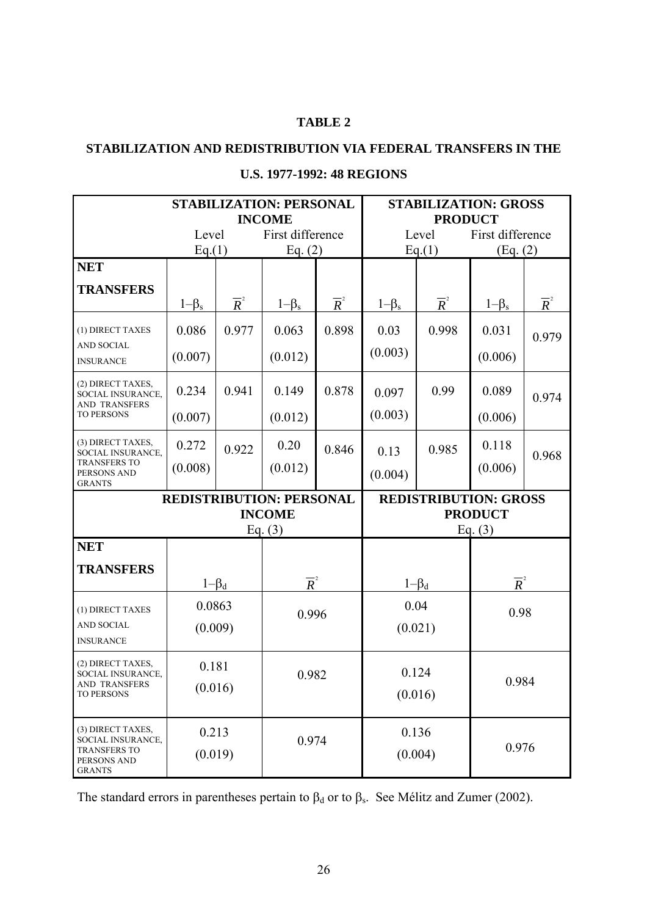**TABLE 2**

**STABILIZATION AND REDISTRIBUTION VIA FEDERAL TRANSFERS IN THE U.S. 1977-1992: 48 REGIONS**

| | **STABILIZATION: PERSONAL INCOME** | | | | **STABILIZATION: GROSS PRODUCT** | | | |
|---|---|---|---|---|---|---|---|---|
| | Level Eq.(1) | | First difference Eq. (2) | | Level Eq.(1) | | First difference (Eq. (2) | |
| **NET TRANSFERS** | $1-\beta_s$ | $\overline{R}^2$ | $1-\beta_s$ | $\overline{R}^2$ | $1-\beta_s$ | $\overline{R}^2$ | $1-\beta_s$ | $\overline{R}^2$ |
| (1) DIRECT TAXES AND SOCIAL INSURANCE | 0.086 (0.007) | 0.977 | 0.063 (0.012) | 0.898 | 0.03 (0.003) | 0.998 | 0.031 (0.006) | 0.979 |
| (2) DIRECT TAXES, SOCIAL INSURANCE, AND TRANSFERS TO PERSONS | 0.234 (0.007) | 0.941 | 0.149 (0.012) | 0.878 | 0.097 (0.003) | 0.99 | 0.089 (0.006) | 0.974 |
| (3) DIRECT TAXES, SOCIAL INSURANCE, TRANSFERS TO PERSONS AND GRANTS | 0.272 (0.008) | 0.922 | 0.20 (0.012) | 0.846 | 0.13 (0.004) | 0.985 | 0.118 (0.006) | 0.968 |

| | **REDISTRIBUTION: PERSONAL INCOME** Eq. (3) | | **REDISTRIBUTION: GROSS PRODUCT** Eq. (3) | |
|---|---|---|---|---|
| **NET TRANSFERS** | $1-\beta_d$ | $\overline{R}^2$ | $1-\beta_d$ | $\overline{R}^2$ |
| (1) DIRECT TAXES AND SOCIAL INSURANCE | 0.0863 (0.009) | 0.996 | 0.04 (0.021) | 0.98 |
| (2) DIRECT TAXES, SOCIAL INSURANCE, AND TRANSFERS TO PERSONS | 0.181 (0.016) | 0.982 | 0.124 (0.016) | 0.984 |
| (3) DIRECT TAXES, SOCIAL INSURANCE, TRANSFERS TO PERSONS AND GRANTS | 0.213 (0.019) | 0.974 | 0.136 (0.004) | 0.976 |

The standard errors in parentheses pertain to $\beta_d$ or to $\beta_s$. See Mélitz and Zumer (2002).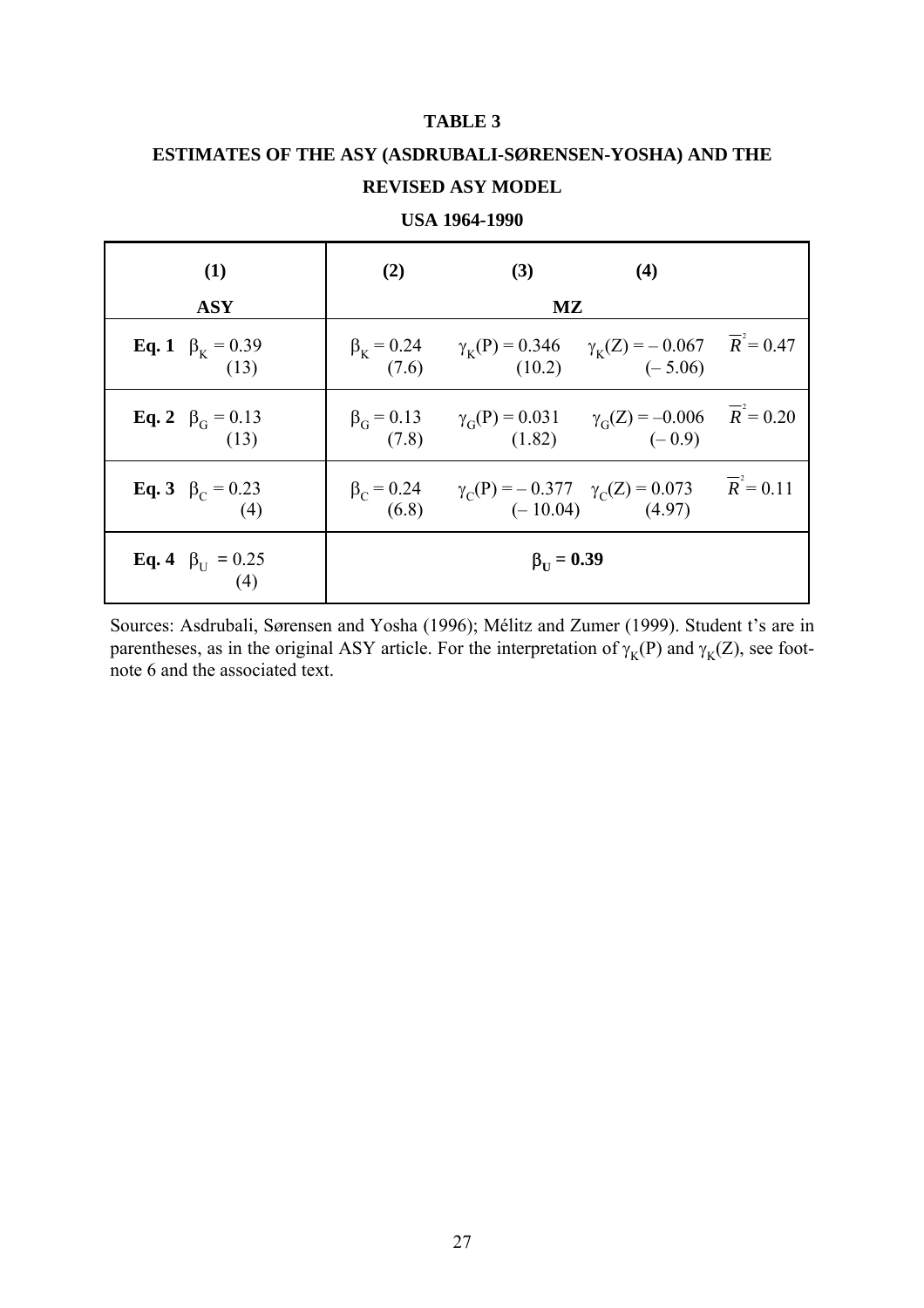**TABLE 3**

**ESTIMATES OF THE ASY (ASDRUBALI-SØRENSEN-YOSHA) AND THE REVISED ASY MODEL**

**USA 1964-1990**

| (1) ASY | (2) MZ | (3) | (4) | |
|---|---|---|---|---|
| **Eq. 1** $\beta_K = 0.39$ (13) | $\beta_K = 0.24$ (7.6) | $\gamma_K(P) = 0.346$ (10.2) | $\gamma_K(Z) = -0.067$ (– 5.06) | $\overline{R}^2 = 0.47$ |
| **Eq. 2** $\beta_G = 0.13$ (13) | $\beta_G = 0.13$ (7.8) | $\gamma_G(P) = 0.031$ (1.82) | $\gamma_G(Z) = -0.006$ (– 0.9) | $\overline{R}^2 = 0.20$ |
| **Eq. 3** $\beta_C = 0.23$ (4) | $\beta_C = 0.24$ (6.8) | $\gamma_C(P) = -0.377$ (– 10.04) | $\gamma_C(Z) = 0.073$ (4.97) | $\overline{R}^2 = 0.11$ |
| **Eq. 4** $\beta_U = 0.25$ (4) | **$\beta_U = 0.39$** | | | |

Sources: Asdrubali, Sørensen and Yosha (1996); Mélitz and Zumer (1999). Student t's are in parentheses, as in the original ASY article. For the interpretation of $\gamma_K(P)$ and $\gamma_K(Z)$, see footnote 6 and the associated text.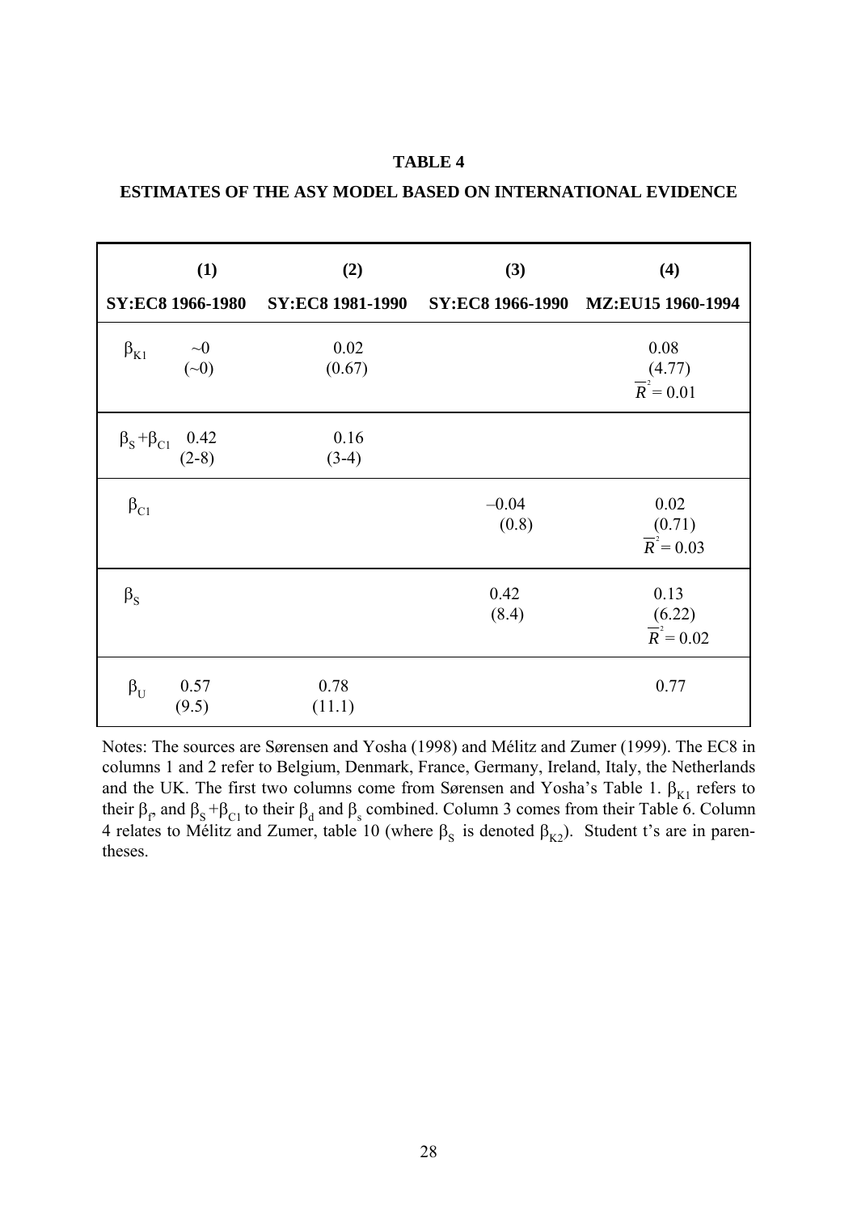**TABLE 4**

**ESTIMATES OF THE ASY MODEL BASED ON INTERNATIONAL EVIDENCE**

| | (1) SY:EC8 1966-1980 | (2) SY:EC8 1981-1990 | (3) SY:EC8 1966-1990 | (4) MZ:EU15 1960-1994 |
|---|---|---|---|---|
| $\beta_{K1}$ | ~0 (~0) | 0.02 (0.67) | | 0.08 (4.77) $\overline{R}^2 = 0.01$ |
| $\beta_S + \beta_{C1}$ | 0.42 (2-8) | 0.16 (3-4) | | |
| $\beta_{C1}$ | | | –0.04 (0.8) | 0.02 (0.71) $\overline{R}^2 = 0.03$ |
| $\beta_S$ | | | 0.42 (8.4) | 0.13 (6.22) $\overline{R}^2 = 0.02$ |
| $\beta_U$ | 0.57 (9.5) | 0.78 (11.1) | | 0.77 |

Notes: The sources are Sørensen and Yosha (1998) and Mélitz and Zumer (1999). The EC8 in columns 1 and 2 refer to Belgium, Denmark, France, Germany, Ireland, Italy, the Netherlands and the UK. The first two columns come from Sørensen and Yosha's Table 1. $\beta_{K1}$ refers to their $\beta_f$, and $\beta_S + \beta_{C1}$ to their $\beta_d$ and $\beta_s$ combined. Column 3 comes from their Table 6. Column 4 relates to Mélitz and Zumer, table 10 (where $\beta_S$ is denoted $\beta_{K2}$). Student t's are in parentheses.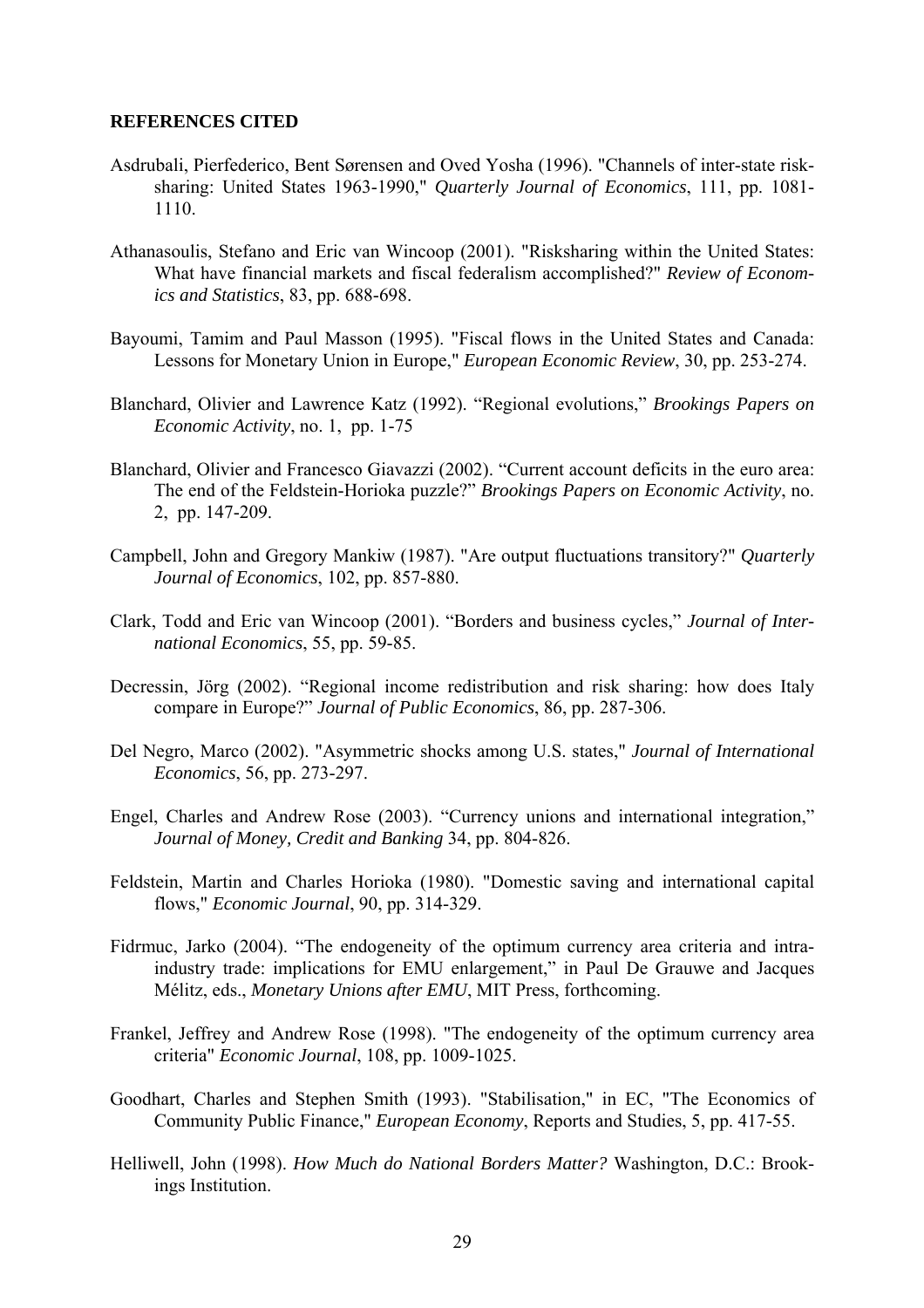**REFERENCES CITED**

Asdrubali, Pierfederico, Bent Sørensen and Oved Yosha (1996). "Channels of inter-state risk-sharing: United States 1963-1990," *Quarterly Journal of Economics*, 111, pp. 1081-1110.

Athanasoulis, Stefano and Eric van Wincoop (2001). "Risksharing within the United States: What have financial markets and fiscal federalism accomplished?" *Review of Economics and Statistics*, 83, pp. 688-698.

Bayoumi, Tamim and Paul Masson (1995). "Fiscal flows in the United States and Canada: Lessons for Monetary Union in Europe," *European Economic Review*, 30, pp. 253-274.

Blanchard, Olivier and Lawrence Katz (1992). "Regional evolutions," *Brookings Papers on Economic Activity*, no. 1, pp. 1-75

Blanchard, Olivier and Francesco Giavazzi (2002). "Current account deficits in the euro area: The end of the Feldstein-Horioka puzzle?" *Brookings Papers on Economic Activity*, no. 2, pp. 147-209.

Campbell, John and Gregory Mankiw (1987). "Are output fluctuations transitory?" *Quarterly Journal of Economics*, 102, pp. 857-880.

Clark, Todd and Eric van Wincoop (2001). "Borders and business cycles," *Journal of International Economics*, 55, pp. 59-85.

Decressin, Jörg (2002). "Regional income redistribution and risk sharing: how does Italy compare in Europe?" *Journal of Public Economics*, 86, pp. 287-306.

Del Negro, Marco (2002). "Asymmetric shocks among U.S. states," *Journal of International Economics*, 56, pp. 273-297.

Engel, Charles and Andrew Rose (2003). "Currency unions and international integration," *Journal of Money, Credit and Banking* 34, pp. 804-826.

Feldstein, Martin and Charles Horioka (1980). "Domestic saving and international capital flows," *Economic Journal*, 90, pp. 314-329.

Fidrmuc, Jarko (2004). "The endogeneity of the optimum currency area criteria and intra-industry trade: implications for EMU enlargement," in Paul De Grauwe and Jacques Mélitz, eds., *Monetary Unions after EMU*, MIT Press, forthcoming.

Frankel, Jeffrey and Andrew Rose (1998). "The endogeneity of the optimum currency area criteria" *Economic Journal*, 108, pp. 1009-1025.

Goodhart, Charles and Stephen Smith (1993). "Stabilisation," in EC, "The Economics of Community Public Finance," *European Economy*, Reports and Studies, 5, pp. 417-55.

Helliwell, John (1998). *How Much do National Borders Matter?* Washington, D.C.: Brookings Institution.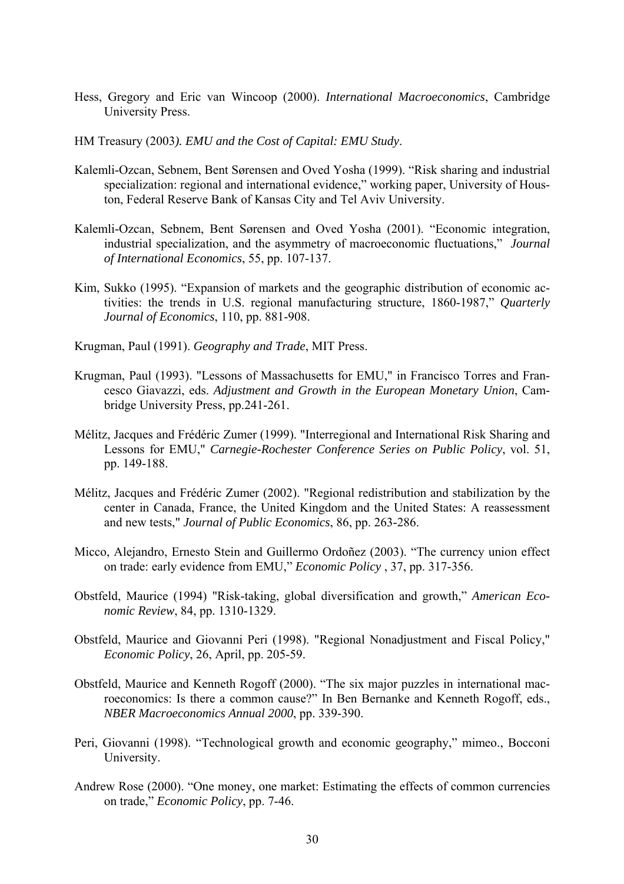Hess, Gregory and Eric van Wincoop (2000). *International Macroeconomics*, Cambridge University Press.

HM Treasury (2003*). EMU and the Cost of Capital: EMU Study*.

Kalemli-Ozcan, Sebnem, Bent Sørensen and Oved Yosha (1999). "Risk sharing and industrial specialization: regional and international evidence," working paper, University of Houston, Federal Reserve Bank of Kansas City and Tel Aviv University.

Kalemli-Ozcan, Sebnem, Bent Sørensen and Oved Yosha (2001). "Economic integration, industrial specialization, and the asymmetry of macroeconomic fluctuations," *Journal of International Economics*, 55, pp. 107-137.

Kim, Sukko (1995). "Expansion of markets and the geographic distribution of economic activities: the trends in U.S. regional manufacturing structure, 1860-1987," *Quarterly Journal of Economics*, 110, pp. 881-908.

Krugman, Paul (1991). *Geography and Trade*, MIT Press.

Krugman, Paul (1993). "Lessons of Massachusetts for EMU," in Francisco Torres and Francesco Giavazzi, eds. *Adjustment and Growth in the European Monetary Union*, Cambridge University Press, pp.241-261.

Mélitz, Jacques and Frédéric Zumer (1999). "Interregional and International Risk Sharing and Lessons for EMU," *Carnegie-Rochester Conference Series on Public Policy*, vol. 51, pp. 149-188.

Mélitz, Jacques and Frédéric Zumer (2002). "Regional redistribution and stabilization by the center in Canada, France, the United Kingdom and the United States: A reassessment and new tests," *Journal of Public Economics*, 86, pp. 263-286.

Micco, Alejandro, Ernesto Stein and Guillermo Ordoñez (2003). "The currency union effect on trade: early evidence from EMU," *Economic Policy* , 37, pp. 317-356.

Obstfeld, Maurice (1994) "Risk-taking, global diversification and growth," *American Economic Review*, 84, pp. 1310-1329.

Obstfeld, Maurice and Giovanni Peri (1998). "Regional Nonadjustment and Fiscal Policy," *Economic Policy*, 26, April, pp. 205-59.

Obstfeld, Maurice and Kenneth Rogoff (2000). "The six major puzzles in international macroeconomics: Is there a common cause?" In Ben Bernanke and Kenneth Rogoff, eds., *NBER Macroeconomics Annual 2000*, pp. 339-390.

Peri, Giovanni (1998). "Technological growth and economic geography," mimeo., Bocconi University.

Andrew Rose (2000). "One money, one market: Estimating the effects of common currencies on trade," *Economic Policy*, pp. 7-46.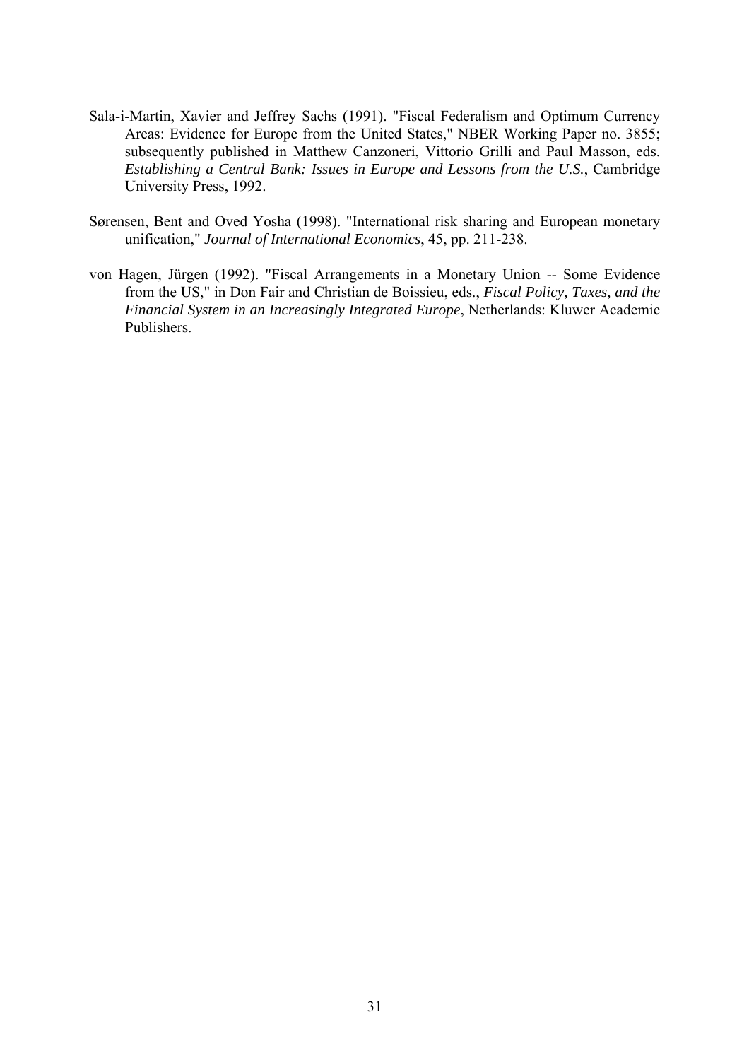Sala-i-Martin, Xavier and Jeffrey Sachs (1991). "Fiscal Federalism and Optimum Currency Areas: Evidence for Europe from the United States," NBER Working Paper no. 3855; subsequently published in Matthew Canzoneri, Vittorio Grilli and Paul Masson, eds. *Establishing a Central Bank: Issues in Europe and Lessons from the U.S.*, Cambridge University Press, 1992.

Sørensen, Bent and Oved Yosha (1998). "International risk sharing and European monetary unification," *Journal of International Economics*, 45, pp. 211-238.

von Hagen, Jürgen (1992). "Fiscal Arrangements in a Monetary Union -- Some Evidence from the US," in Don Fair and Christian de Boissieu, eds., *Fiscal Policy, Taxes, and the Financial System in an Increasingly Integrated Europe*, Netherlands: Kluwer Academic Publishers.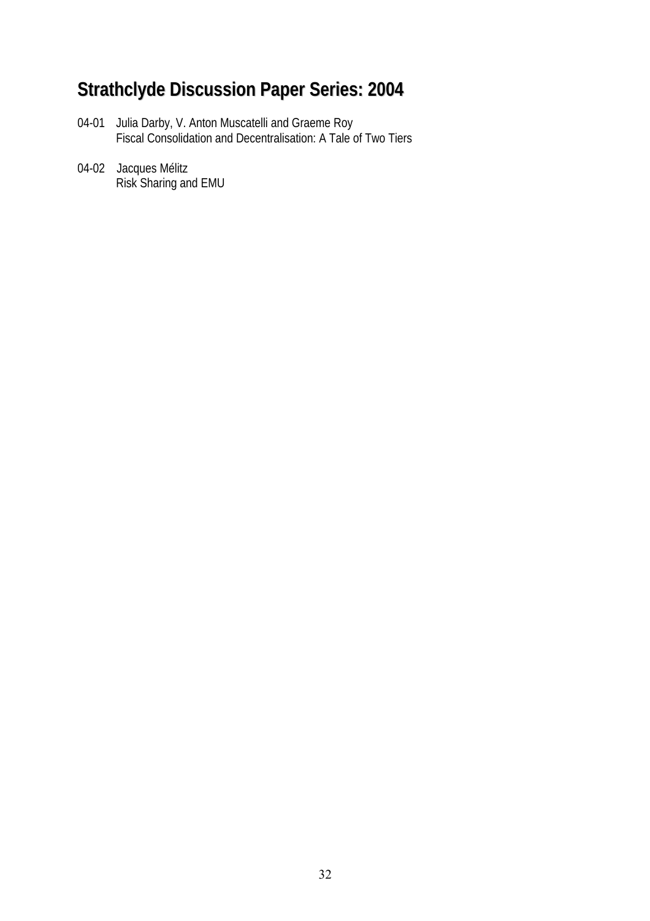# Strathclyde Discussion Paper Series: 2004

04-01 Julia Darby, V. Anton Muscatelli and Graeme Roy
Fiscal Consolidation and Decentralisation: A Tale of Two Tiers

04-02 Jacques Mélitz
Risk Sharing and EMU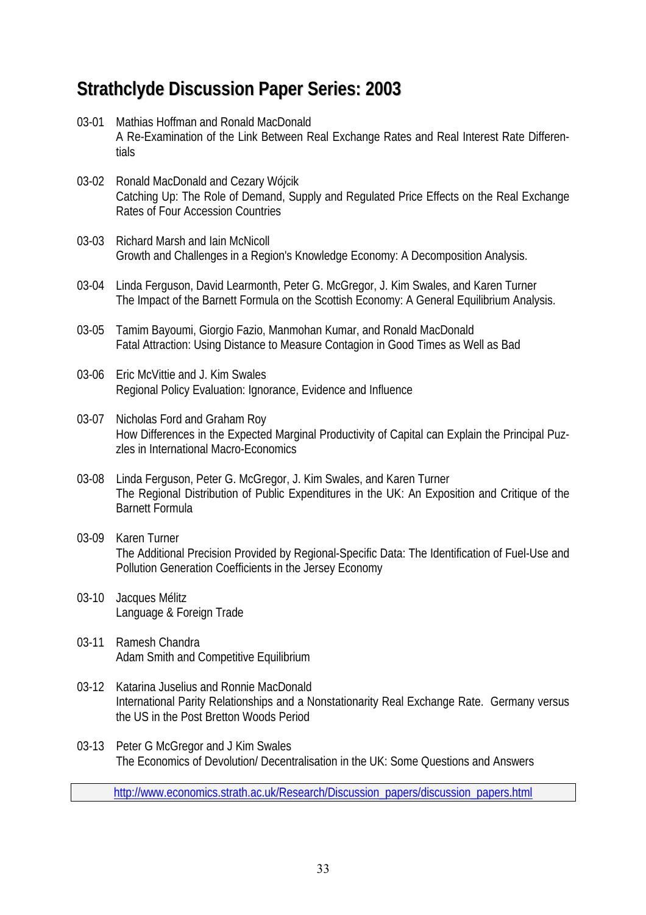# Strathclyde Discussion Paper Series: 2003

03-01 Mathias Hoffman and Ronald MacDonald
A Re-Examination of the Link Between Real Exchange Rates and Real Interest Rate Differentials

03-02 Ronald MacDonald and Cezary Wójcik
Catching Up: The Role of Demand, Supply and Regulated Price Effects on the Real Exchange Rates of Four Accession Countries

03-03 Richard Marsh and Iain McNicoll
Growth and Challenges in a Region's Knowledge Economy: A Decomposition Analysis.

03-04 Linda Ferguson, David Learmonth, Peter G. McGregor, J. Kim Swales, and Karen Turner
The Impact of the Barnett Formula on the Scottish Economy: A General Equilibrium Analysis.

03-05 Tamim Bayoumi, Giorgio Fazio, Manmohan Kumar, and Ronald MacDonald
Fatal Attraction: Using Distance to Measure Contagion in Good Times as Well as Bad

03-06 Eric McVittie and J. Kim Swales
Regional Policy Evaluation: Ignorance, Evidence and Influence

03-07 Nicholas Ford and Graham Roy
How Differences in the Expected Marginal Productivity of Capital can Explain the Principal Puzzles in International Macro-Economics

03-08 Linda Ferguson, Peter G. McGregor, J. Kim Swales, and Karen Turner
The Regional Distribution of Public Expenditures in the UK: An Exposition and Critique of the Barnett Formula

03-09 Karen Turner
The Additional Precision Provided by Regional-Specific Data: The Identification of Fuel-Use and Pollution Generation Coefficients in the Jersey Economy

03-10 Jacques Mélitz
Language & Foreign Trade

03-11 Ramesh Chandra
Adam Smith and Competitive Equilibrium

03-12 Katarina Juselius and Ronnie MacDonald
International Parity Relationships and a Nonstationarity Real Exchange Rate. Germany versus the US in the Post Bretton Woods Period

03-13 Peter G McGregor and J Kim Swales
The Economics of Devolution/ Decentralisation in the UK: Some Questions and Answers

http://www.economics.strath.ac.uk/Research/Discussion_papers/discussion_papers.html